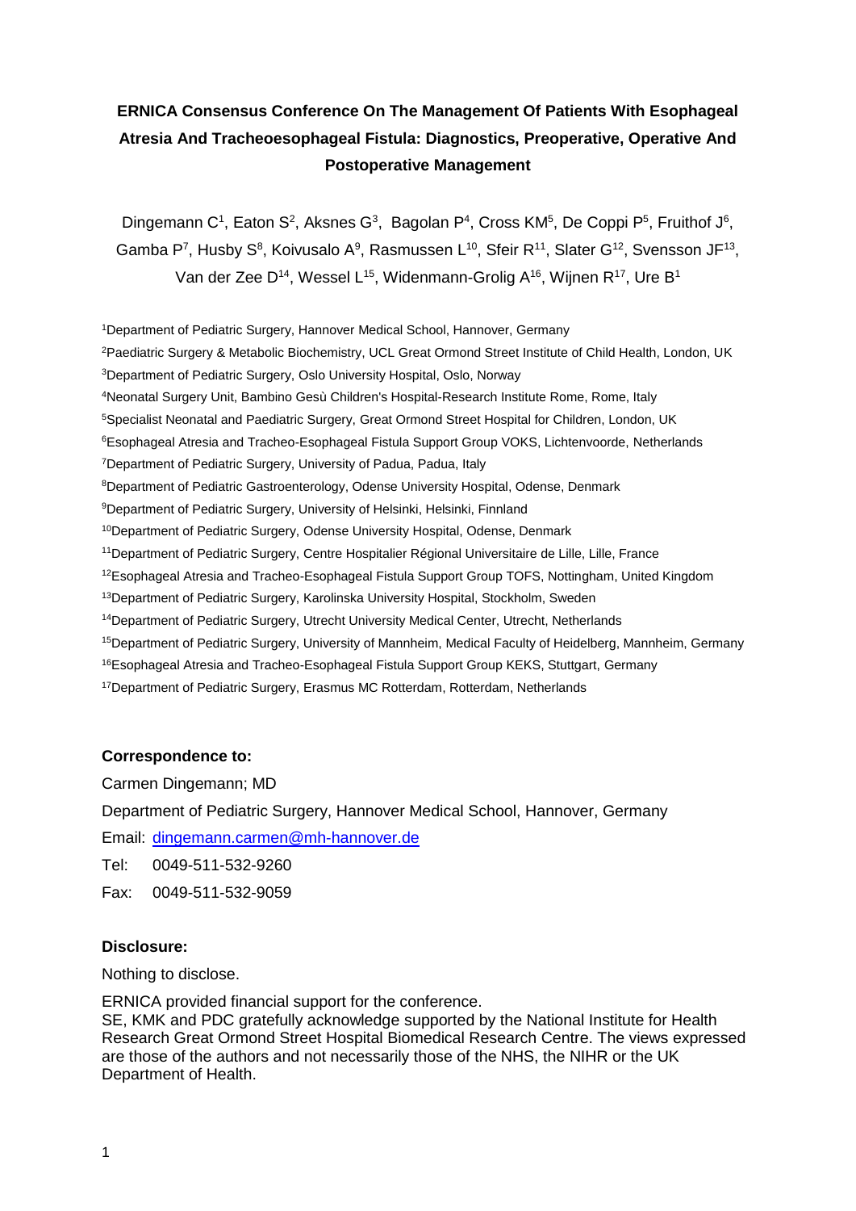# ERNICA Consensus Conference On The Management Of Patients With Esophageal Atresia And Tracheoesophageal Fistula: Diagnostics, Preoperative, Operative And Postoperative Management

Dingemann C[1], Eaton S[2], Aksnes G[3], Bagolan P[4], Cross KM[5], De Coppi P[5], Fruithof J[6], Gamba P[7], Husby S[8], Koivusalo A[9], Rasmussen L[10], Sfeir R[11], Slater G[12], Svensson JF[13], Van der Zee D[14], Wessel L[15], Widenmann-Grolig A[16], Wijnen R[17], Ure B[1]

[1]Department of Pediatric Surgery, Hannover Medical School, Hannover, Germany
[2]Paediatric Surgery & Metabolic Biochemistry, UCL Great Ormond Street Institute of Child Health, London, UK
[3]Department of Pediatric Surgery, Oslo University Hospital, Oslo, Norway
[4]Neonatal Surgery Unit, Bambino Gesù Children's Hospital-Research Institute Rome, Rome, Italy
[5]Specialist Neonatal and Paediatric Surgery, Great Ormond Street Hospital for Children, London, UK
[6]Esophageal Atresia and Tracheo-Esophageal Fistula Support Group VOKS, Lichtenvoorde, Netherlands
[7]Department of Pediatric Surgery, University of Padua, Padua, Italy
[8]Department of Pediatric Gastroenterology, Odense University Hospital, Odense, Denmark
[9]Department of Pediatric Surgery, University of Helsinki, Helsinki, Finnland
[10]Department of Pediatric Surgery, Odense University Hospital, Odense, Denmark
[11]Department of Pediatric Surgery, Centre Hospitalier Régional Universitaire de Lille, Lille, France
[12]Esophageal Atresia and Tracheo-Esophageal Fistula Support Group TOFS, Nottingham, United Kingdom
[13]Department of Pediatric Surgery, Karolinska University Hospital, Stockholm, Sweden
[14]Department of Pediatric Surgery, Utrecht University Medical Center, Utrecht, Netherlands
[15]Department of Pediatric Surgery, University of Mannheim, Medical Faculty of Heidelberg, Mannheim, Germany
[16]Esophageal Atresia and Tracheo-Esophageal Fistula Support Group KEKS, Stuttgart, Germany
[17]Department of Pediatric Surgery, Erasmus MC Rotterdam, Rotterdam, Netherlands

**Correspondence to:**

Carmen Dingemann; MD

Department of Pediatric Surgery, Hannover Medical School, Hannover, Germany

Email: dingemann.carmen@mh-hannover.de

Tel: 0049-511-532-9260

Fax: 0049-511-532-9059

**Disclosure:**

Nothing to disclose.

ERNICA provided financial support for the conference.
SE, KMK and PDC gratefully acknowledge supported by the National Institute for Health Research Great Ormond Street Hospital Biomedical Research Centre. The views expressed are those of the authors and not necessarily those of the NHS, the NIHR or the UK Department of Health.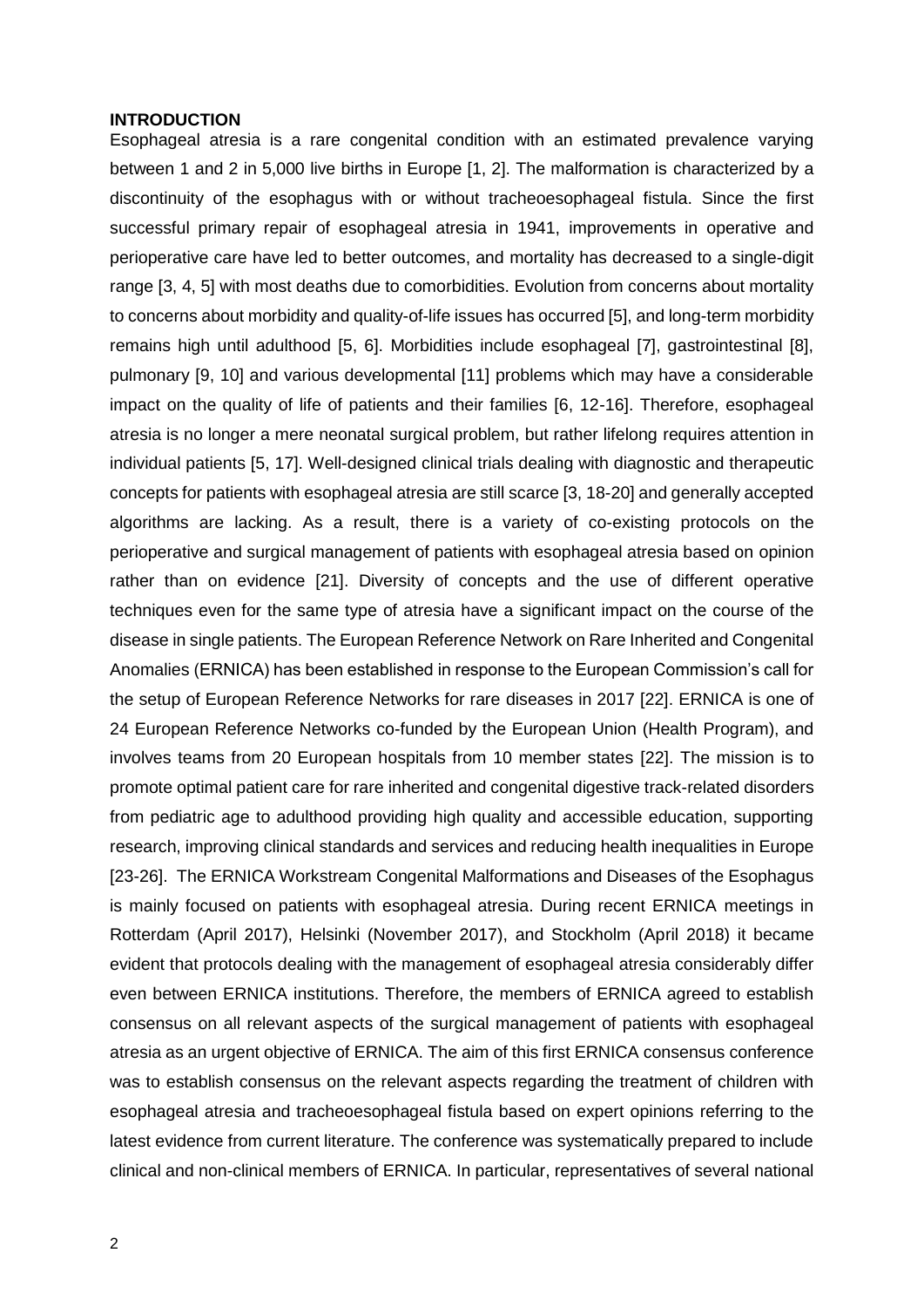## INTRODUCTION

Esophageal atresia is a rare congenital condition with an estimated prevalence varying between 1 and 2 in 5,000 live births in Europe [1, 2]. The malformation is characterized by a discontinuity of the esophagus with or without tracheoesophageal fistula. Since the first successful primary repair of esophageal atresia in 1941, improvements in operative and perioperative care have led to better outcomes, and mortality has decreased to a single-digit range [3, 4, 5] with most deaths due to comorbidities. Evolution from concerns about mortality to concerns about morbidity and quality-of-life issues has occurred [5], and long-term morbidity remains high until adulthood [5, 6]. Morbidities include esophageal [7], gastrointestinal [8], pulmonary [9, 10] and various developmental [11] problems which may have a considerable impact on the quality of life of patients and their families [6, 12-16]. Therefore, esophageal atresia is no longer a mere neonatal surgical problem, but rather lifelong requires attention in individual patients [5, 17]. Well-designed clinical trials dealing with diagnostic and therapeutic concepts for patients with esophageal atresia are still scarce [3, 18-20] and generally accepted algorithms are lacking. As a result, there is a variety of co-existing protocols on the perioperative and surgical management of patients with esophageal atresia based on opinion rather than on evidence [21]. Diversity of concepts and the use of different operative techniques even for the same type of atresia have a significant impact on the course of the disease in single patients. The European Reference Network on Rare Inherited and Congenital Anomalies (ERNICA) has been established in response to the European Commission's call for the setup of European Reference Networks for rare diseases in 2017 [22]. ERNICA is one of 24 European Reference Networks co-funded by the European Union (Health Program), and involves teams from 20 European hospitals from 10 member states [22]. The mission is to promote optimal patient care for rare inherited and congenital digestive track-related disorders from pediatric age to adulthood providing high quality and accessible education, supporting research, improving clinical standards and services and reducing health inequalities in Europe [23-26]. The ERNICA Workstream Congenital Malformations and Diseases of the Esophagus is mainly focused on patients with esophageal atresia. During recent ERNICA meetings in Rotterdam (April 2017), Helsinki (November 2017), and Stockholm (April 2018) it became evident that protocols dealing with the management of esophageal atresia considerably differ even between ERNICA institutions. Therefore, the members of ERNICA agreed to establish consensus on all relevant aspects of the surgical management of patients with esophageal atresia as an urgent objective of ERNICA. The aim of this first ERNICA consensus conference was to establish consensus on the relevant aspects regarding the treatment of children with esophageal atresia and tracheoesophageal fistula based on expert opinions referring to the latest evidence from current literature. The conference was systematically prepared to include clinical and non-clinical members of ERNICA. In particular, representatives of several national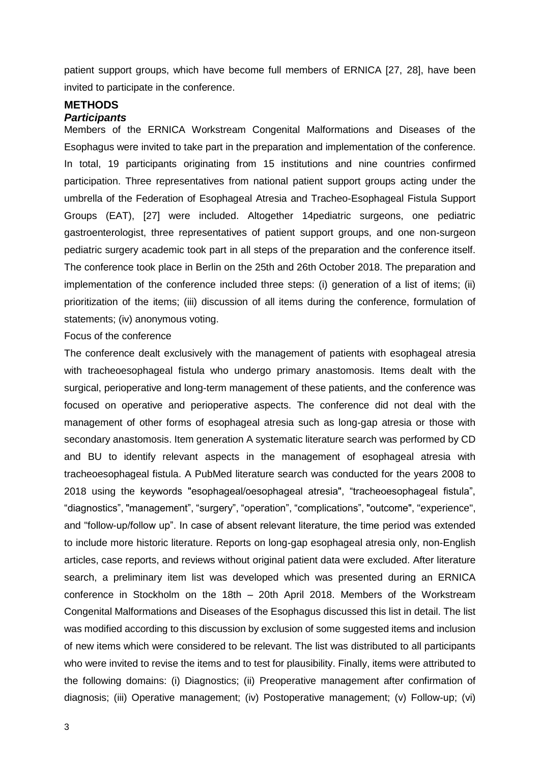patient support groups, which have become full members of ERNICA [27, 28], have been invited to participate in the conference.

## METHODS

### *Participants*

Members of the ERNICA Workstream Congenital Malformations and Diseases of the Esophagus were invited to take part in the preparation and implementation of the conference. In total, 19 participants originating from 15 institutions and nine countries confirmed participation. Three representatives from national patient support groups acting under the umbrella of the Federation of Esophageal Atresia and Tracheo-Esophageal Fistula Support Groups (EAT), [27] were included. Altogether 14pediatric surgeons, one pediatric gastroenterologist, three representatives of patient support groups, and one non-surgeon pediatric surgery academic took part in all steps of the preparation and the conference itself. The conference took place in Berlin on the 25th and 26th October 2018. The preparation and implementation of the conference included three steps: (i) generation of a list of items; (ii) prioritization of the items; (iii) discussion of all items during the conference, formulation of statements; (iv) anonymous voting.

Focus of the conference

The conference dealt exclusively with the management of patients with esophageal atresia with tracheoesophageal fistula who undergo primary anastomosis. Items dealt with the surgical, perioperative and long-term management of these patients, and the conference was focused on operative and perioperative aspects. The conference did not deal with the management of other forms of esophageal atresia such as long-gap atresia or those with secondary anastomosis. Item generation A systematic literature search was performed by CD and BU to identify relevant aspects in the management of esophageal atresia with tracheoesophageal fistula. A PubMed literature search was conducted for the years 2008 to 2018 using the keywords "esophageal/oesophageal atresia", “tracheoesophageal fistula”, “diagnostics”, "management", “surgery”, “operation”, “complications”, "outcome", "experience", and "follow-up/follow up”. In case of absent relevant literature, the time period was extended to include more historic literature. Reports on long-gap esophageal atresia only, non-English articles, case reports, and reviews without original patient data were excluded. After literature search, a preliminary item list was developed which was presented during an ERNICA conference in Stockholm on the 18th – 20th April 2018. Members of the Workstream Congenital Malformations and Diseases of the Esophagus discussed this list in detail. The list was modified according to this discussion by exclusion of some suggested items and inclusion of new items which were considered to be relevant. The list was distributed to all participants who were invited to revise the items and to test for plausibility. Finally, items were attributed to the following domains: (i) Diagnostics; (ii) Preoperative management after confirmation of diagnosis; (iii) Operative management; (iv) Postoperative management; (v) Follow-up; (vi)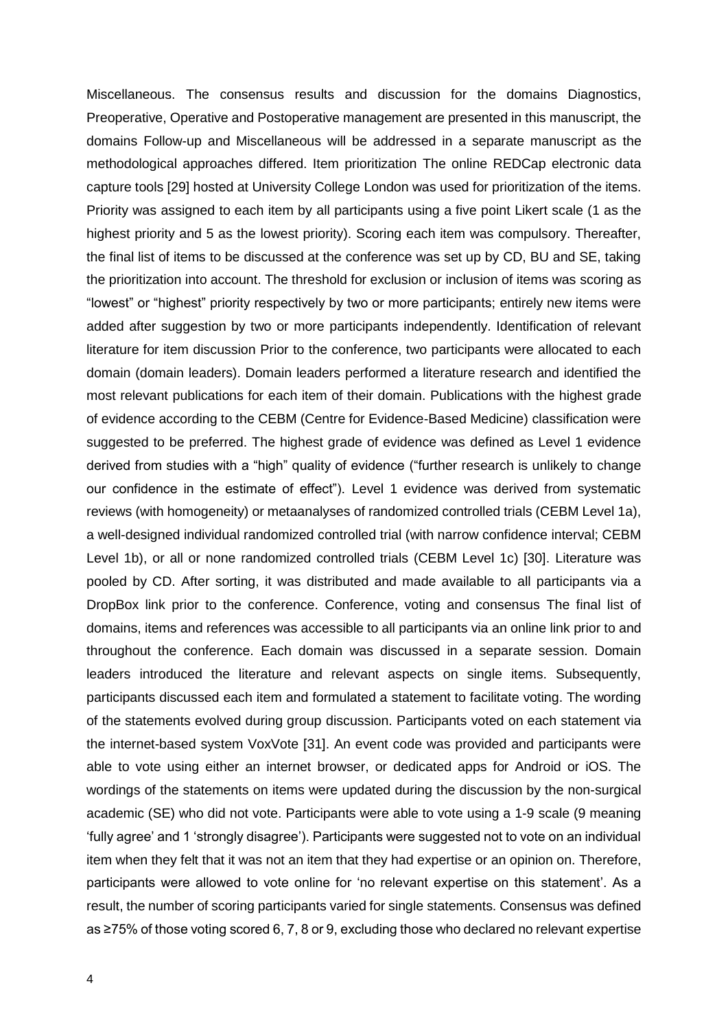Miscellaneous. The consensus results and discussion for the domains Diagnostics, Preoperative, Operative and Postoperative management are presented in this manuscript, the domains Follow-up and Miscellaneous will be addressed in a separate manuscript as the methodological approaches differed. Item prioritization The online REDCap electronic data capture tools [29] hosted at University College London was used for prioritization of the items. Priority was assigned to each item by all participants using a five point Likert scale (1 as the highest priority and 5 as the lowest priority). Scoring each item was compulsory. Thereafter, the final list of items to be discussed at the conference was set up by CD, BU and SE, taking the prioritization into account. The threshold for exclusion or inclusion of items was scoring as "lowest" or "highest" priority respectively by two or more participants; entirely new items were added after suggestion by two or more participants independently. Identification of relevant literature for item discussion Prior to the conference, two participants were allocated to each domain (domain leaders). Domain leaders performed a literature research and identified the most relevant publications for each item of their domain. Publications with the highest grade of evidence according to the CEBM (Centre for Evidence-Based Medicine) classification were suggested to be preferred. The highest grade of evidence was defined as Level 1 evidence derived from studies with a "high" quality of evidence ("further research is unlikely to change our confidence in the estimate of effect"). Level 1 evidence was derived from systematic reviews (with homogeneity) or metaanalyses of randomized controlled trials (CEBM Level 1a), a well-designed individual randomized controlled trial (with narrow confidence interval; CEBM Level 1b), or all or none randomized controlled trials (CEBM Level 1c) [30]. Literature was pooled by CD. After sorting, it was distributed and made available to all participants via a DropBox link prior to the conference. Conference, voting and consensus The final list of domains, items and references was accessible to all participants via an online link prior to and throughout the conference. Each domain was discussed in a separate session. Domain leaders introduced the literature and relevant aspects on single items. Subsequently, participants discussed each item and formulated a statement to facilitate voting. The wording of the statements evolved during group discussion. Participants voted on each statement via the internet-based system VoxVote [31]. An event code was provided and participants were able to vote using either an internet browser, or dedicated apps for Android or iOS. The wordings of the statements on items were updated during the discussion by the non-surgical academic (SE) who did not vote. Participants were able to vote using a 1-9 scale (9 meaning 'fully agree' and 1 'strongly disagree'). Participants were suggested not to vote on an individual item when they felt that it was not an item that they had expertise or an opinion on. Therefore, participants were allowed to vote online for 'no relevant expertise on this statement'. As a result, the number of scoring participants varied for single statements. Consensus was defined as ≥75% of those voting scored 6, 7, 8 or 9, excluding those who declared no relevant expertise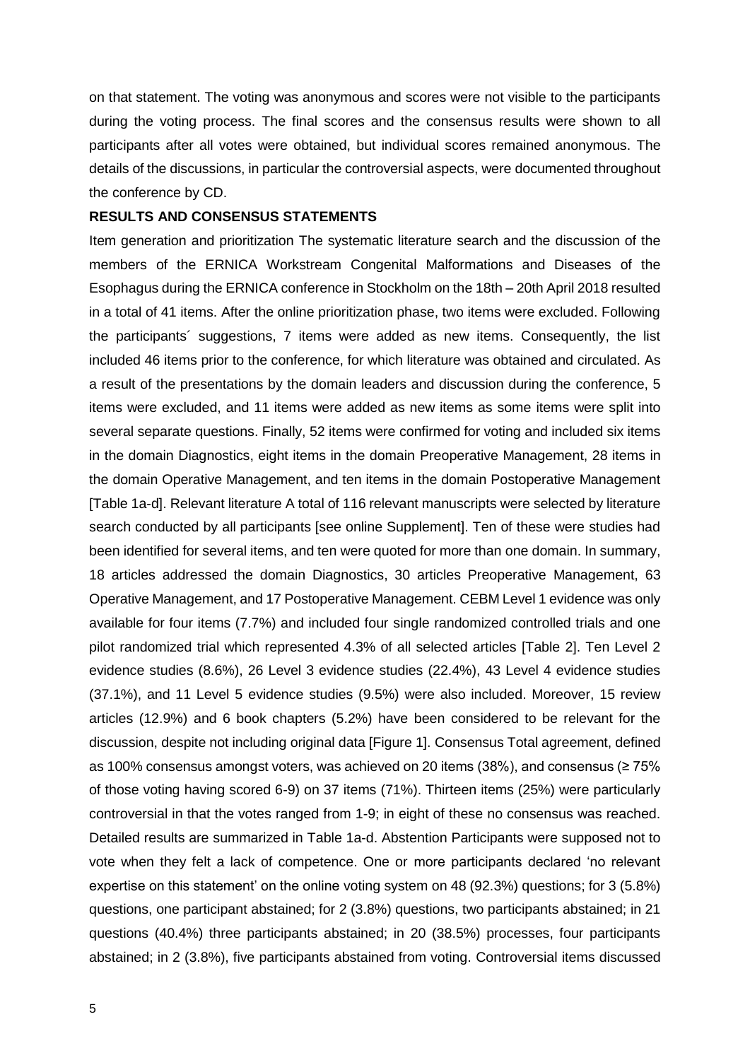on that statement. The voting was anonymous and scores were not visible to the participants during the voting process. The final scores and the consensus results were shown to all participants after all votes were obtained, but individual scores remained anonymous. The details of the discussions, in particular the controversial aspects, were documented throughout the conference by CD.

**RESULTS AND CONSENSUS STATEMENTS**

Item generation and prioritization The systematic literature search and the discussion of the members of the ERNICA Workstream Congenital Malformations and Diseases of the Esophagus during the ERNICA conference in Stockholm on the 18th – 20th April 2018 resulted in a total of 41 items. After the online prioritization phase, two items were excluded. Following the participants´ suggestions, 7 items were added as new items. Consequently, the list included 46 items prior to the conference, for which literature was obtained and circulated. As a result of the presentations by the domain leaders and discussion during the conference, 5 items were excluded, and 11 items were added as new items as some items were split into several separate questions. Finally, 52 items were confirmed for voting and included six items in the domain Diagnostics, eight items in the domain Preoperative Management, 28 items in the domain Operative Management, and ten items in the domain Postoperative Management [Table 1a-d]. Relevant literature A total of 116 relevant manuscripts were selected by literature search conducted by all participants [see online Supplement]. Ten of these were studies had been identified for several items, and ten were quoted for more than one domain. In summary, 18 articles addressed the domain Diagnostics, 30 articles Preoperative Management, 63 Operative Management, and 17 Postoperative Management. CEBM Level 1 evidence was only available for four items (7.7%) and included four single randomized controlled trials and one pilot randomized trial which represented 4.3% of all selected articles [Table 2]. Ten Level 2 evidence studies (8.6%), 26 Level 3 evidence studies (22.4%), 43 Level 4 evidence studies (37.1%), and 11 Level 5 evidence studies (9.5%) were also included. Moreover, 15 review articles (12.9%) and 6 book chapters (5.2%) have been considered to be relevant for the discussion, despite not including original data [Figure 1]. Consensus Total agreement, defined as 100% consensus amongst voters, was achieved on 20 items (38%), and consensus (≥ 75% of those voting having scored 6-9) on 37 items (71%). Thirteen items (25%) were particularly controversial in that the votes ranged from 1-9; in eight of these no consensus was reached. Detailed results are summarized in Table 1a-d. Abstention Participants were supposed not to vote when they felt a lack of competence. One or more participants declared 'no relevant expertise on this statement' on the online voting system on 48 (92.3%) questions; for 3 (5.8%) questions, one participant abstained; for 2 (3.8%) questions, two participants abstained; in 21 questions (40.4%) three participants abstained; in 20 (38.5%) processes, four participants abstained; in 2 (3.8%), five participants abstained from voting. Controversial items discussed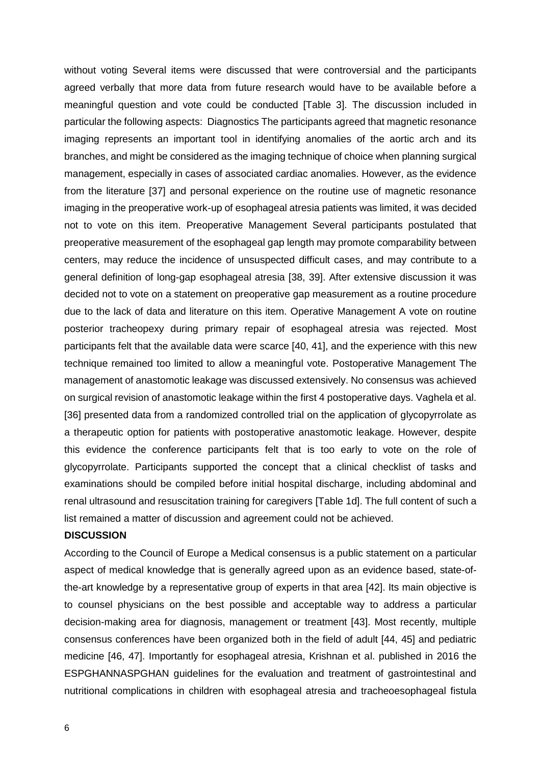without voting Several items were discussed that were controversial and the participants agreed verbally that more data from future research would have to be available before a meaningful question and vote could be conducted [Table 3]. The discussion included in particular the following aspects: Diagnostics The participants agreed that magnetic resonance imaging represents an important tool in identifying anomalies of the aortic arch and its branches, and might be considered as the imaging technique of choice when planning surgical management, especially in cases of associated cardiac anomalies. However, as the evidence from the literature [37] and personal experience on the routine use of magnetic resonance imaging in the preoperative work-up of esophageal atresia patients was limited, it was decided not to vote on this item. Preoperative Management Several participants postulated that preoperative measurement of the esophageal gap length may promote comparability between centers, may reduce the incidence of unsuspected difficult cases, and may contribute to a general definition of long-gap esophageal atresia [38, 39]. After extensive discussion it was decided not to vote on a statement on preoperative gap measurement as a routine procedure due to the lack of data and literature on this item. Operative Management A vote on routine posterior tracheopexy during primary repair of esophageal atresia was rejected. Most participants felt that the available data were scarce [40, 41], and the experience with this new technique remained too limited to allow a meaningful vote. Postoperative Management The management of anastomotic leakage was discussed extensively. No consensus was achieved on surgical revision of anastomotic leakage within the first 4 postoperative days. Vaghela et al. [36] presented data from a randomized controlled trial on the application of glycopyrrolate as a therapeutic option for patients with postoperative anastomotic leakage. However, despite this evidence the conference participants felt that is too early to vote on the role of glycopyrrolate. Participants supported the concept that a clinical checklist of tasks and examinations should be compiled before initial hospital discharge, including abdominal and renal ultrasound and resuscitation training for caregivers [Table 1d]. The full content of such a list remained a matter of discussion and agreement could not be achieved.

## DISCUSSION

According to the Council of Europe a Medical consensus is a public statement on a particular aspect of medical knowledge that is generally agreed upon as an evidence based, state-of-the-art knowledge by a representative group of experts in that area [42]. Its main objective is to counsel physicians on the best possible and acceptable way to address a particular decision-making area for diagnosis, management or treatment [43]. Most recently, multiple consensus conferences have been organized both in the field of adult [44, 45] and pediatric medicine [46, 47]. Importantly for esophageal atresia, Krishnan et al. published in 2016 the ESPGHANNASPGHAN guidelines for the evaluation and treatment of gastrointestinal and nutritional complications in children with esophageal atresia and tracheoesophageal fistula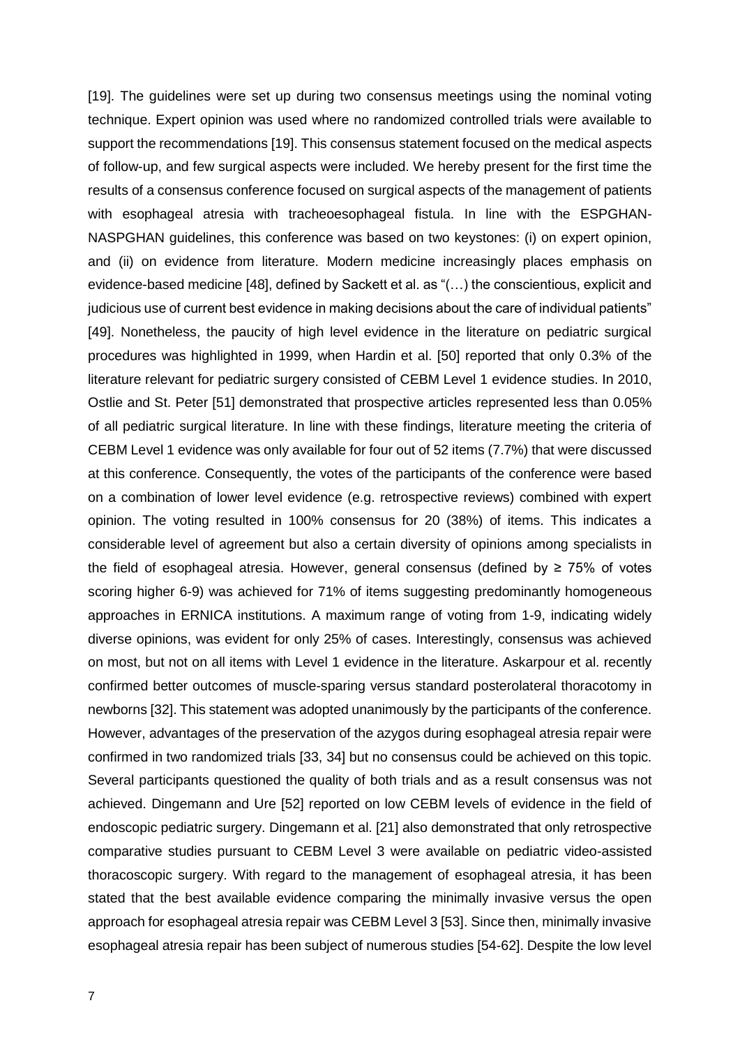[19]. The guidelines were set up during two consensus meetings using the nominal voting technique. Expert opinion was used where no randomized controlled trials were available to support the recommendations [19]. This consensus statement focused on the medical aspects of follow-up, and few surgical aspects were included. We hereby present for the first time the results of a consensus conference focused on surgical aspects of the management of patients with esophageal atresia with tracheoesophageal fistula. In line with the ESPGHAN-NASPGHAN guidelines, this conference was based on two keystones: (i) on expert opinion, and (ii) on evidence from literature. Modern medicine increasingly places emphasis on evidence-based medicine [48], defined by Sackett et al. as "(…) the conscientious, explicit and judicious use of current best evidence in making decisions about the care of individual patients" [49]. Nonetheless, the paucity of high level evidence in the literature on pediatric surgical procedures was highlighted in 1999, when Hardin et al. [50] reported that only 0.3% of the literature relevant for pediatric surgery consisted of CEBM Level 1 evidence studies. In 2010, Ostlie and St. Peter [51] demonstrated that prospective articles represented less than 0.05% of all pediatric surgical literature. In line with these findings, literature meeting the criteria of CEBM Level 1 evidence was only available for four out of 52 items (7.7%) that were discussed at this conference. Consequently, the votes of the participants of the conference were based on a combination of lower level evidence (e.g. retrospective reviews) combined with expert opinion. The voting resulted in 100% consensus for 20 (38%) of items. This indicates a considerable level of agreement but also a certain diversity of opinions among specialists in the field of esophageal atresia. However, general consensus (defined by ≥ 75% of votes scoring higher 6-9) was achieved for 71% of items suggesting predominantly homogeneous approaches in ERNICA institutions. A maximum range of voting from 1-9, indicating widely diverse opinions, was evident for only 25% of cases. Interestingly, consensus was achieved on most, but not on all items with Level 1 evidence in the literature. Askarpour et al. recently confirmed better outcomes of muscle-sparing versus standard posterolateral thoracotomy in newborns [32]. This statement was adopted unanimously by the participants of the conference. However, advantages of the preservation of the azygos during esophageal atresia repair were confirmed in two randomized trials [33, 34] but no consensus could be achieved on this topic. Several participants questioned the quality of both trials and as a result consensus was not achieved. Dingemann and Ure [52] reported on low CEBM levels of evidence in the field of endoscopic pediatric surgery. Dingemann et al. [21] also demonstrated that only retrospective comparative studies pursuant to CEBM Level 3 were available on pediatric video-assisted thoracoscopic surgery. With regard to the management of esophageal atresia, it has been stated that the best available evidence comparing the minimally invasive versus the open approach for esophageal atresia repair was CEBM Level 3 [53]. Since then, minimally invasive esophageal atresia repair has been subject of numerous studies [54-62]. Despite the low level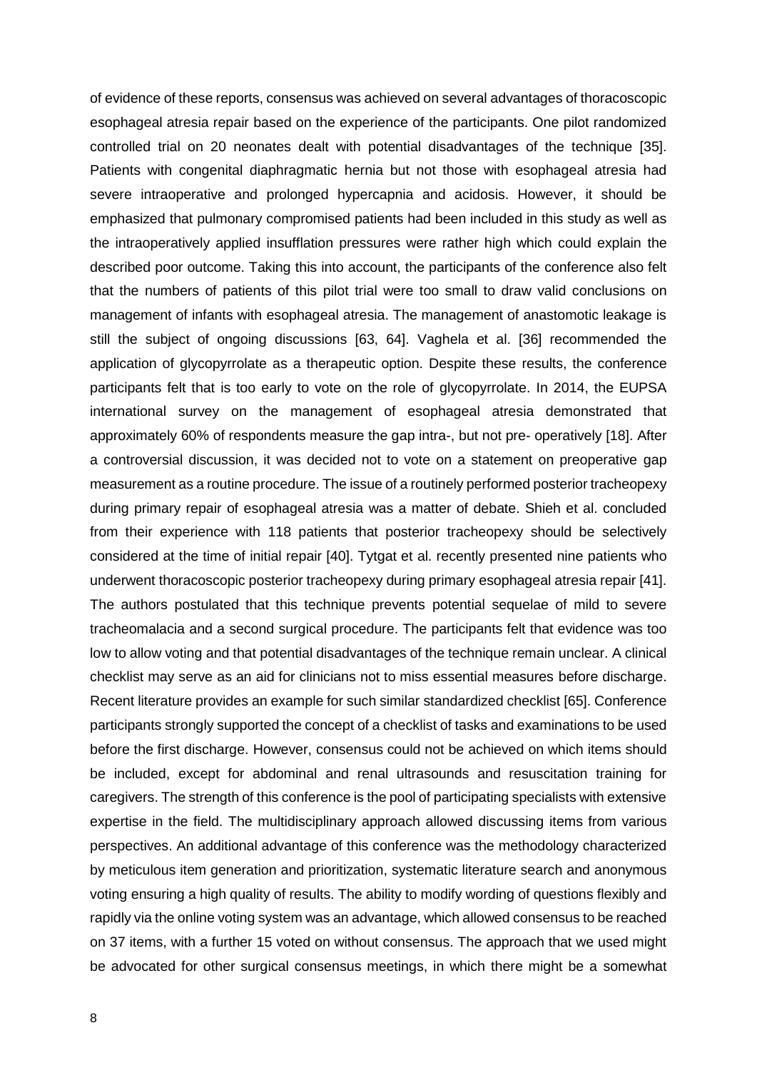of evidence of these reports, consensus was achieved on several advantages of thoracoscopic esophageal atresia repair based on the experience of the participants. One pilot randomized controlled trial on 20 neonates dealt with potential disadvantages of the technique [35]. Patients with congenital diaphragmatic hernia but not those with esophageal atresia had severe intraoperative and prolonged hypercapnia and acidosis. However, it should be emphasized that pulmonary compromised patients had been included in this study as well as the intraoperatively applied insufflation pressures were rather high which could explain the described poor outcome. Taking this into account, the participants of the conference also felt that the numbers of patients of this pilot trial were too small to draw valid conclusions on management of infants with esophageal atresia. The management of anastomotic leakage is still the subject of ongoing discussions [63, 64]. Vaghela et al. [36] recommended the application of glycopyrrolate as a therapeutic option. Despite these results, the conference participants felt that is too early to vote on the role of glycopyrrolate. In 2014, the EUPSA international survey on the management of esophageal atresia demonstrated that approximately 60% of respondents measure the gap intra-, but not pre- operatively [18]. After a controversial discussion, it was decided not to vote on a statement on preoperative gap measurement as a routine procedure. The issue of a routinely performed posterior tracheopexy during primary repair of esophageal atresia was a matter of debate. Shieh et al. concluded from their experience with 118 patients that posterior tracheopexy should be selectively considered at the time of initial repair [40]. Tytgat et al. recently presented nine patients who underwent thoracoscopic posterior tracheopexy during primary esophageal atresia repair [41]. The authors postulated that this technique prevents potential sequelae of mild to severe tracheomalacia and a second surgical procedure. The participants felt that evidence was too low to allow voting and that potential disadvantages of the technique remain unclear. A clinical checklist may serve as an aid for clinicians not to miss essential measures before discharge. Recent literature provides an example for such similar standardized checklist [65]. Conference participants strongly supported the concept of a checklist of tasks and examinations to be used before the first discharge. However, consensus could not be achieved on which items should be included, except for abdominal and renal ultrasounds and resuscitation training for caregivers. The strength of this conference is the pool of participating specialists with extensive expertise in the field. The multidisciplinary approach allowed discussing items from various perspectives. An additional advantage of this conference was the methodology characterized by meticulous item generation and prioritization, systematic literature search and anonymous voting ensuring a high quality of results. The ability to modify wording of questions flexibly and rapidly via the online voting system was an advantage, which allowed consensus to be reached on 37 items, with a further 15 voted on without consensus. The approach that we used might be advocated for other surgical consensus meetings, in which there might be a somewhat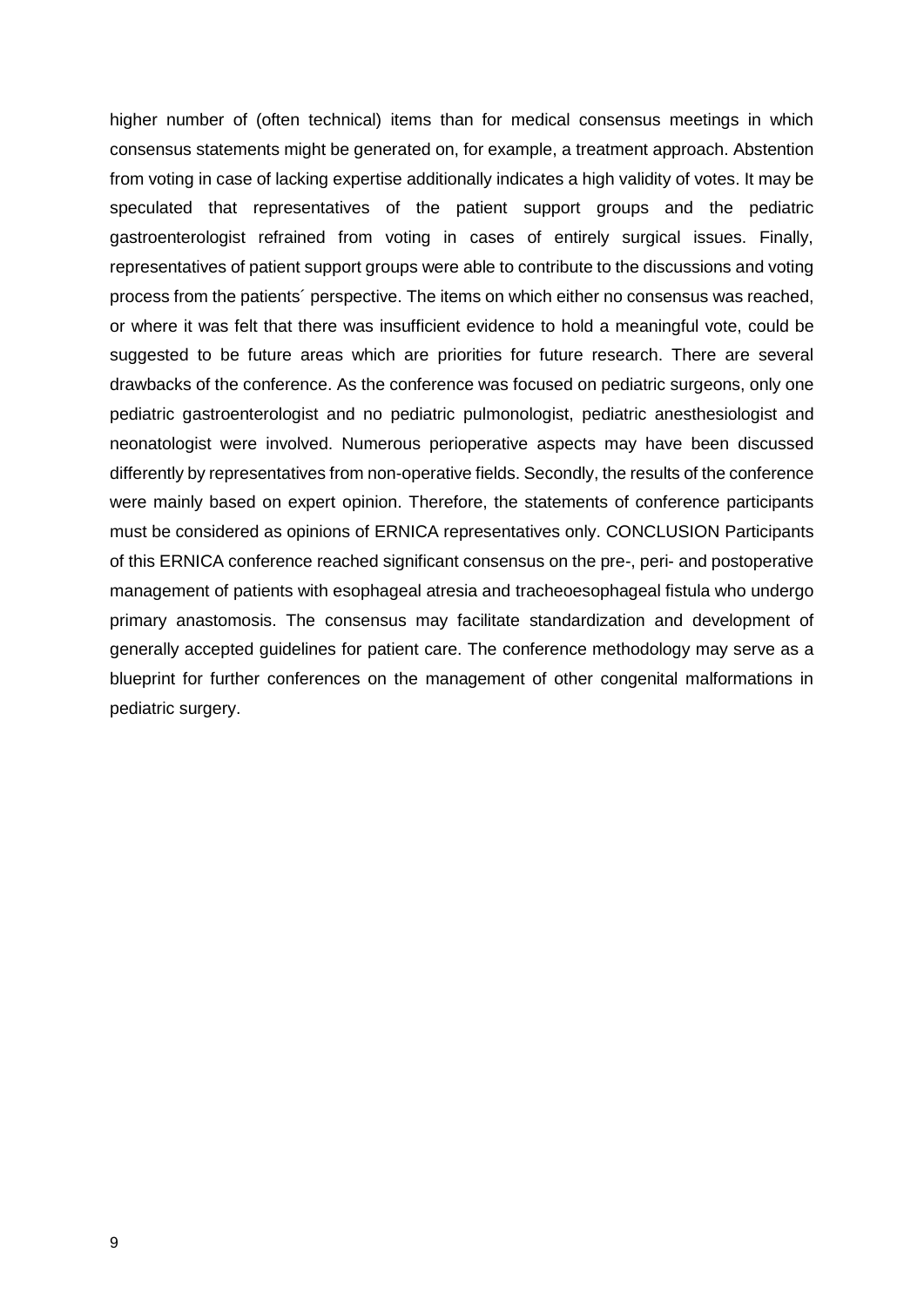higher number of (often technical) items than for medical consensus meetings in which consensus statements might be generated on, for example, a treatment approach. Abstention from voting in case of lacking expertise additionally indicates a high validity of votes. It may be speculated that representatives of the patient support groups and the pediatric gastroenterologist refrained from voting in cases of entirely surgical issues. Finally, representatives of patient support groups were able to contribute to the discussions and voting process from the patients´ perspective. The items on which either no consensus was reached, or where it was felt that there was insufficient evidence to hold a meaningful vote, could be suggested to be future areas which are priorities for future research. There are several drawbacks of the conference. As the conference was focused on pediatric surgeons, only one pediatric gastroenterologist and no pediatric pulmonologist, pediatric anesthesiologist and neonatologist were involved. Numerous perioperative aspects may have been discussed differently by representatives from non-operative fields. Secondly, the results of the conference were mainly based on expert opinion. Therefore, the statements of conference participants must be considered as opinions of ERNICA representatives only. CONCLUSION Participants of this ERNICA conference reached significant consensus on the pre-, peri- and postoperative management of patients with esophageal atresia and tracheoesophageal fistula who undergo primary anastomosis. The consensus may facilitate standardization and development of generally accepted guidelines for patient care. The conference methodology may serve as a blueprint for further conferences on the management of other congenital malformations in pediatric surgery.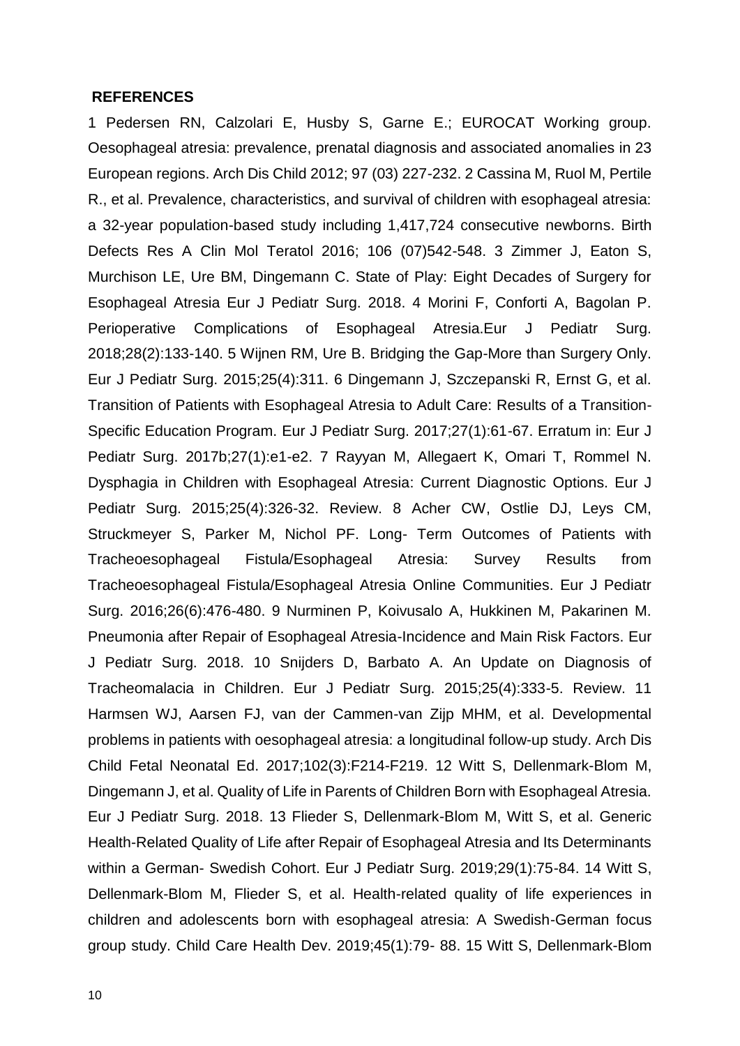**REFERENCES**

1 Pedersen RN, Calzolari E, Husby S, Garne E.; EUROCAT Working group. Oesophageal atresia: prevalence, prenatal diagnosis and associated anomalies in 23 European regions. Arch Dis Child 2012; 97 (03) 227-232. 2 Cassina M, Ruol M, Pertile R., et al. Prevalence, characteristics, and survival of children with esophageal atresia: a 32-year population-based study including 1,417,724 consecutive newborns. Birth Defects Res A Clin Mol Teratol 2016; 106 (07)542-548. 3 Zimmer J, Eaton S, Murchison LE, Ure BM, Dingemann C. State of Play: Eight Decades of Surgery for Esophageal Atresia Eur J Pediatr Surg. 2018. 4 Morini F, Conforti A, Bagolan P. Perioperative Complications of Esophageal Atresia.Eur J Pediatr Surg. 2018;28(2):133-140. 5 Wijnen RM, Ure B. Bridging the Gap-More than Surgery Only. Eur J Pediatr Surg. 2015;25(4):311. 6 Dingemann J, Szczepanski R, Ernst G, et al. Transition of Patients with Esophageal Atresia to Adult Care: Results of a Transition-Specific Education Program. Eur J Pediatr Surg. 2017;27(1):61-67. Erratum in: Eur J Pediatr Surg. 2017b;27(1):e1-e2. 7 Rayyan M, Allegaert K, Omari T, Rommel N. Dysphagia in Children with Esophageal Atresia: Current Diagnostic Options. Eur J Pediatr Surg. 2015;25(4):326-32. Review. 8 Acher CW, Ostlie DJ, Leys CM, Struckmeyer S, Parker M, Nichol PF. Long- Term Outcomes of Patients with Tracheoesophageal Fistula/Esophageal Atresia: Survey Results from Tracheoesophageal Fistula/Esophageal Atresia Online Communities. Eur J Pediatr Surg. 2016;26(6):476-480. 9 Nurminen P, Koivusalo A, Hukkinen M, Pakarinen M. Pneumonia after Repair of Esophageal Atresia-Incidence and Main Risk Factors. Eur J Pediatr Surg. 2018. 10 Snijders D, Barbato A. An Update on Diagnosis of Tracheomalacia in Children. Eur J Pediatr Surg. 2015;25(4):333-5. Review. 11 Harmsen WJ, Aarsen FJ, van der Cammen-van Zijp MHM, et al. Developmental problems in patients with oesophageal atresia: a longitudinal follow-up study. Arch Dis Child Fetal Neonatal Ed. 2017;102(3):F214-F219. 12 Witt S, Dellenmark-Blom M, Dingemann J, et al. Quality of Life in Parents of Children Born with Esophageal Atresia. Eur J Pediatr Surg. 2018. 13 Flieder S, Dellenmark-Blom M, Witt S, et al. Generic Health-Related Quality of Life after Repair of Esophageal Atresia and Its Determinants within a German- Swedish Cohort. Eur J Pediatr Surg. 2019;29(1):75-84. 14 Witt S, Dellenmark-Blom M, Flieder S, et al. Health-related quality of life experiences in children and adolescents born with esophageal atresia: A Swedish-German focus group study. Child Care Health Dev. 2019;45(1):79- 88. 15 Witt S, Dellenmark-Blom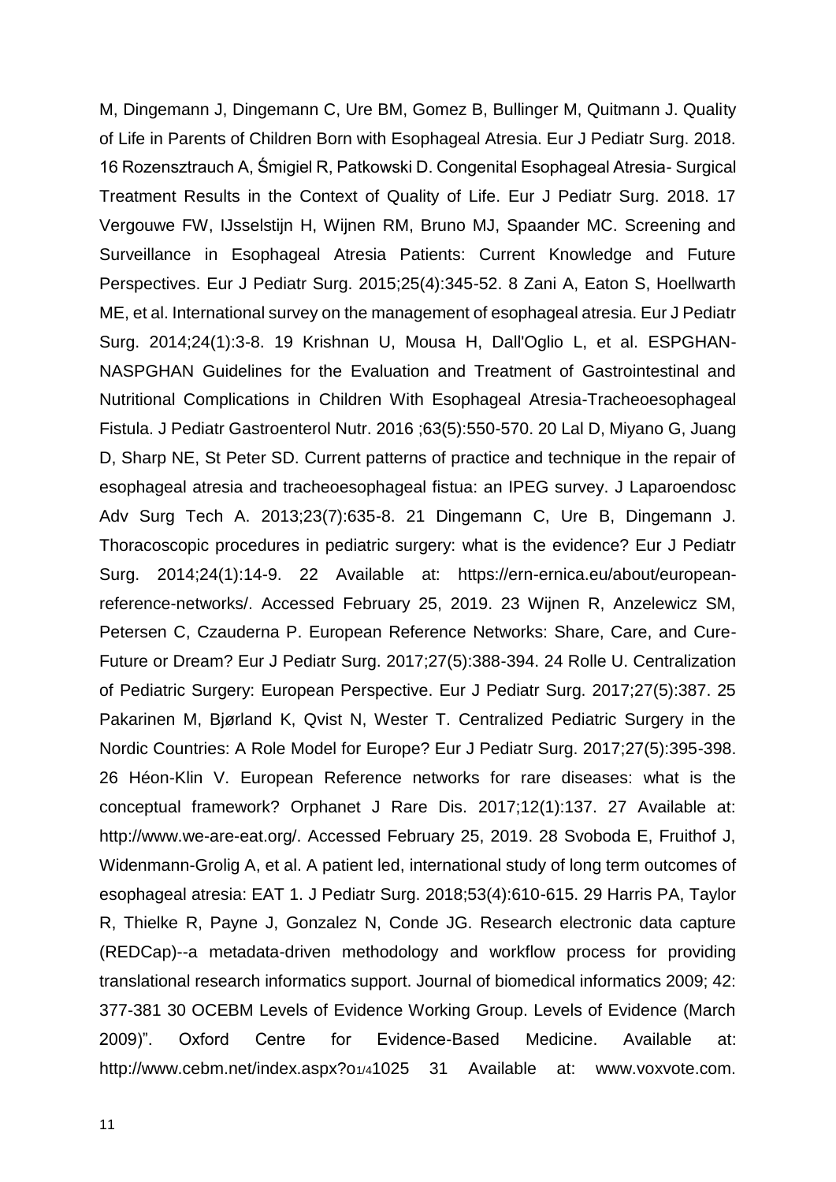M, Dingemann J, Dingemann C, Ure BM, Gomez B, Bullinger M, Quitmann J. Quality of Life in Parents of Children Born with Esophageal Atresia. Eur J Pediatr Surg. 2018. 16 Rozensztrauch A, Śmigiel R, Patkowski D. Congenital Esophageal Atresia- Surgical Treatment Results in the Context of Quality of Life. Eur J Pediatr Surg. 2018. 17 Vergouwe FW, IJsselstijn H, Wijnen RM, Bruno MJ, Spaander MC. Screening and Surveillance in Esophageal Atresia Patients: Current Knowledge and Future Perspectives. Eur J Pediatr Surg. 2015;25(4):345-52. 8 Zani A, Eaton S, Hoellwarth ME, et al. International survey on the management of esophageal atresia. Eur J Pediatr Surg. 2014;24(1):3-8. 19 Krishnan U, Mousa H, Dall'Oglio L, et al. ESPGHAN-NASPGHAN Guidelines for the Evaluation and Treatment of Gastrointestinal and Nutritional Complications in Children With Esophageal Atresia-Tracheoesophageal Fistula. J Pediatr Gastroenterol Nutr. 2016 ;63(5):550-570. 20 Lal D, Miyano G, Juang D, Sharp NE, St Peter SD. Current patterns of practice and technique in the repair of esophageal atresia and tracheoesophageal fistua: an IPEG survey. J Laparoendosc Adv Surg Tech A. 2013;23(7):635-8. 21 Dingemann C, Ure B, Dingemann J. Thoracoscopic procedures in pediatric surgery: what is the evidence? Eur J Pediatr Surg. 2014;24(1):14-9. 22 Available at: https://ern-ernica.eu/about/european-reference-networks/. Accessed February 25, 2019. 23 Wijnen R, Anzelewicz SM, Petersen C, Czauderna P. European Reference Networks: Share, Care, and Cure- Future or Dream? Eur J Pediatr Surg. 2017;27(5):388-394. 24 Rolle U. Centralization of Pediatric Surgery: European Perspective. Eur J Pediatr Surg. 2017;27(5):387. 25 Pakarinen M, Bjørland K, Qvist N, Wester T. Centralized Pediatric Surgery in the Nordic Countries: A Role Model for Europe? Eur J Pediatr Surg. 2017;27(5):395-398. 26 Héon-Klin V. European Reference networks for rare diseases: what is the conceptual framework? Orphanet J Rare Dis. 2017;12(1):137. 27 Available at: http://www.we-are-eat.org/. Accessed February 25, 2019. 28 Svoboda E, Fruithof J, Widenmann-Grolig A, et al. A patient led, international study of long term outcomes of esophageal atresia: EAT 1. J Pediatr Surg. 2018;53(4):610-615. 29 Harris PA, Taylor R, Thielke R, Payne J, Gonzalez N, Conde JG. Research electronic data capture (REDCap)--a metadata-driven methodology and workflow process for providing translational research informatics support. Journal of biomedical informatics 2009; 42: 377-381 30 OCEBM Levels of Evidence Working Group. Levels of Evidence (March 2009)". Oxford Centre for Evidence-Based Medicine. Available at: http://www.cebm.net/index.aspx?o1/41025 31 Available at: www.voxvote.com.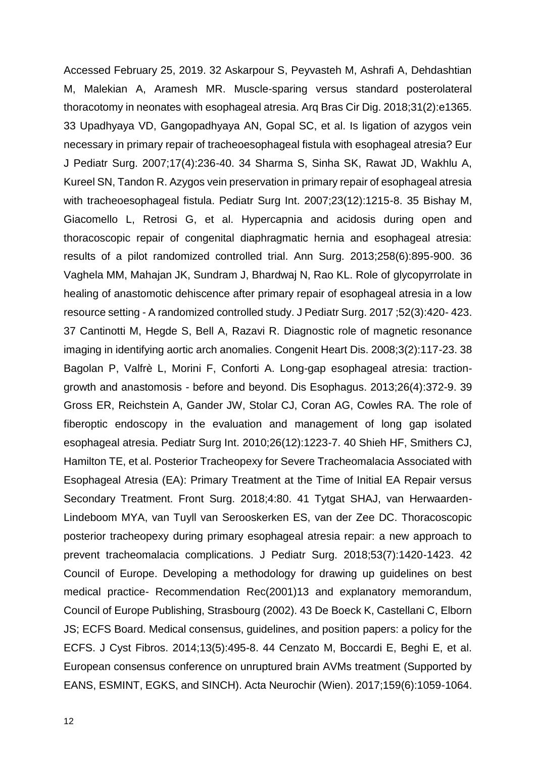Accessed February 25, 2019. 32 Askarpour S, Peyvasteh M, Ashrafi A, Dehdashtian M, Malekian A, Aramesh MR. Muscle-sparing versus standard posterolateral thoracotomy in neonates with esophageal atresia. Arq Bras Cir Dig. 2018;31(2):e1365. 33 Upadhyaya VD, Gangopadhyaya AN, Gopal SC, et al. Is ligation of azygos vein necessary in primary repair of tracheoesophageal fistula with esophageal atresia? Eur J Pediatr Surg. 2007;17(4):236-40. 34 Sharma S, Sinha SK, Rawat JD, Wakhlu A, Kureel SN, Tandon R. Azygos vein preservation in primary repair of esophageal atresia with tracheoesophageal fistula. Pediatr Surg Int. 2007;23(12):1215-8. 35 Bishay M, Giacomello L, Retrosi G, et al. Hypercapnia and acidosis during open and thoracoscopic repair of congenital diaphragmatic hernia and esophageal atresia: results of a pilot randomized controlled trial. Ann Surg. 2013;258(6):895-900. 36 Vaghela MM, Mahajan JK, Sundram J, Bhardwaj N, Rao KL. Role of glycopyrrolate in healing of anastomotic dehiscence after primary repair of esophageal atresia in a low resource setting - A randomized controlled study. J Pediatr Surg. 2017 ;52(3):420- 423. 37 Cantinotti M, Hegde S, Bell A, Razavi R. Diagnostic role of magnetic resonance imaging in identifying aortic arch anomalies. Congenit Heart Dis. 2008;3(2):117-23. 38 Bagolan P, Valfrè L, Morini F, Conforti A. Long-gap esophageal atresia: traction-growth and anastomosis - before and beyond. Dis Esophagus. 2013;26(4):372-9. 39 Gross ER, Reichstein A, Gander JW, Stolar CJ, Coran AG, Cowles RA. The role of fiberoptic endoscopy in the evaluation and management of long gap isolated esophageal atresia. Pediatr Surg Int. 2010;26(12):1223-7. 40 Shieh HF, Smithers CJ, Hamilton TE, et al. Posterior Tracheopexy for Severe Tracheomalacia Associated with Esophageal Atresia (EA): Primary Treatment at the Time of Initial EA Repair versus Secondary Treatment. Front Surg. 2018;4:80. 41 Tytgat SHAJ, van Herwaarden-Lindeboom MYA, van Tuyll van Serooskerken ES, van der Zee DC. Thoracoscopic posterior tracheopexy during primary esophageal atresia repair: a new approach to prevent tracheomalacia complications. J Pediatr Surg. 2018;53(7):1420-1423. 42 Council of Europe. Developing a methodology for drawing up guidelines on best medical practice- Recommendation Rec(2001)13 and explanatory memorandum, Council of Europe Publishing, Strasbourg (2002). 43 De Boeck K, Castellani C, Elborn JS; ECFS Board. Medical consensus, guidelines, and position papers: a policy for the ECFS. J Cyst Fibros. 2014;13(5):495-8. 44 Cenzato M, Boccardi E, Beghi E, et al. European consensus conference on unruptured brain AVMs treatment (Supported by EANS, ESMINT, EGKS, and SINCH). Acta Neurochir (Wien). 2017;159(6):1059-1064.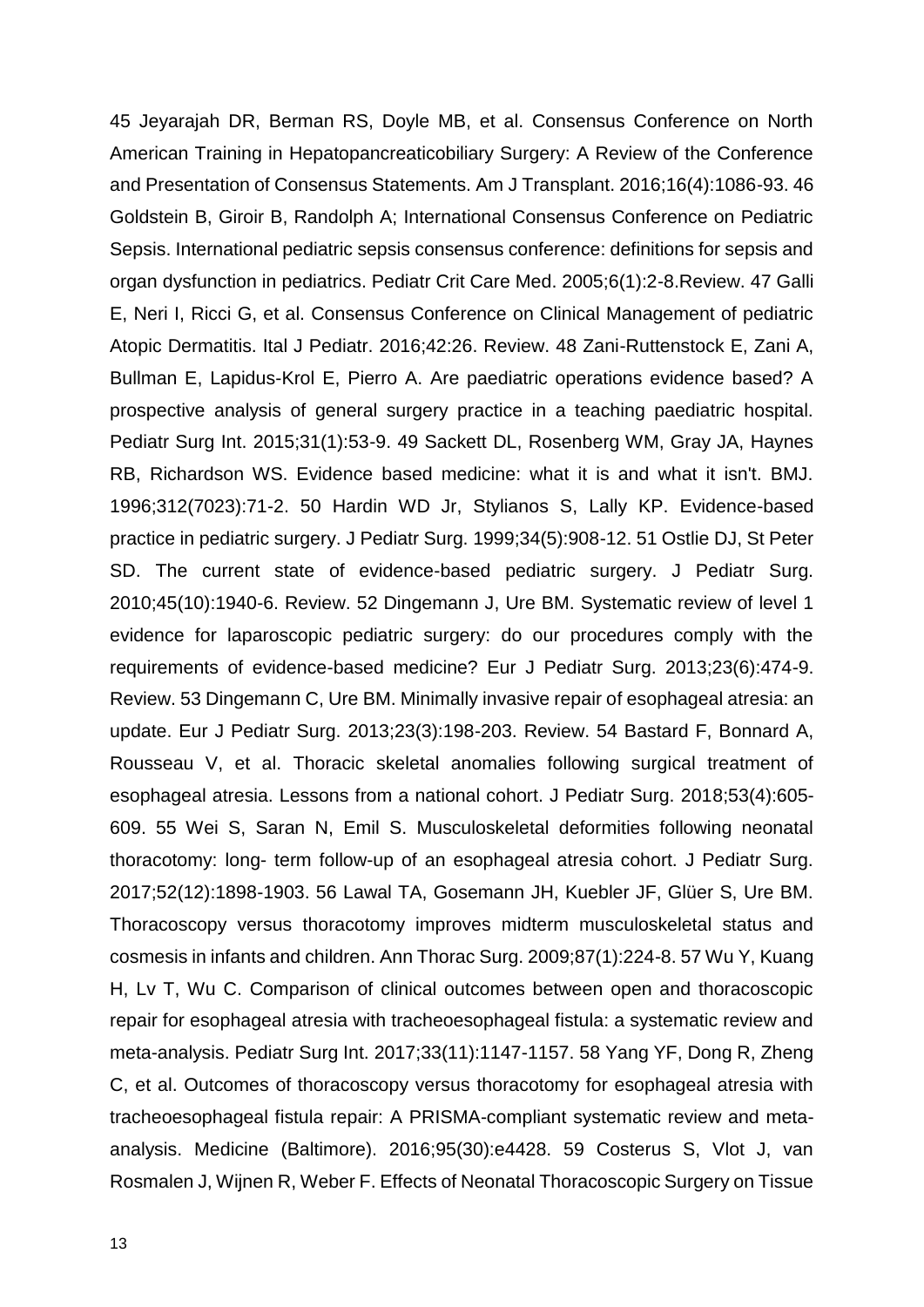45 Jeyarajah DR, Berman RS, Doyle MB, et al. Consensus Conference on North American Training in Hepatopancreaticobiliary Surgery: A Review of the Conference and Presentation of Consensus Statements. Am J Transplant. 2016;16(4):1086-93. 46 Goldstein B, Giroir B, Randolph A; International Consensus Conference on Pediatric Sepsis. International pediatric sepsis consensus conference: definitions for sepsis and organ dysfunction in pediatrics. Pediatr Crit Care Med. 2005;6(1):2-8.Review. 47 Galli E, Neri I, Ricci G, et al. Consensus Conference on Clinical Management of pediatric Atopic Dermatitis. Ital J Pediatr. 2016;42:26. Review. 48 Zani-Ruttenstock E, Zani A, Bullman E, Lapidus-Krol E, Pierro A. Are paediatric operations evidence based? A prospective analysis of general surgery practice in a teaching paediatric hospital. Pediatr Surg Int. 2015;31(1):53-9. 49 Sackett DL, Rosenberg WM, Gray JA, Haynes RB, Richardson WS. Evidence based medicine: what it is and what it isn't. BMJ. 1996;312(7023):71-2. 50 Hardin WD Jr, Stylianos S, Lally KP. Evidence-based practice in pediatric surgery. J Pediatr Surg. 1999;34(5):908-12. 51 Ostlie DJ, St Peter SD. The current state of evidence-based pediatric surgery. J Pediatr Surg. 2010;45(10):1940-6. Review. 52 Dingemann J, Ure BM. Systematic review of level 1 evidence for laparoscopic pediatric surgery: do our procedures comply with the requirements of evidence-based medicine? Eur J Pediatr Surg. 2013;23(6):474-9. Review. 53 Dingemann C, Ure BM. Minimally invasive repair of esophageal atresia: an update. Eur J Pediatr Surg. 2013;23(3):198-203. Review. 54 Bastard F, Bonnard A, Rousseau V, et al. Thoracic skeletal anomalies following surgical treatment of esophageal atresia. Lessons from a national cohort. J Pediatr Surg. 2018;53(4):605-609. 55 Wei S, Saran N, Emil S. Musculoskeletal deformities following neonatal thoracotomy: long- term follow-up of an esophageal atresia cohort. J Pediatr Surg. 2017;52(12):1898-1903. 56 Lawal TA, Gosemann JH, Kuebler JF, Glüer S, Ure BM. Thoracoscopy versus thoracotomy improves midterm musculoskeletal status and cosmesis in infants and children. Ann Thorac Surg. 2009;87(1):224-8. 57 Wu Y, Kuang H, Lv T, Wu C. Comparison of clinical outcomes between open and thoracoscopic repair for esophageal atresia with tracheoesophageal fistula: a systematic review and meta-analysis. Pediatr Surg Int. 2017;33(11):1147-1157. 58 Yang YF, Dong R, Zheng C, et al. Outcomes of thoracoscopy versus thoracotomy for esophageal atresia with tracheoesophageal fistula repair: A PRISMA-compliant systematic review and meta-analysis. Medicine (Baltimore). 2016;95(30):e4428. 59 Costerus S, Vlot J, van Rosmalen J, Wijnen R, Weber F. Effects of Neonatal Thoracoscopic Surgery on Tissue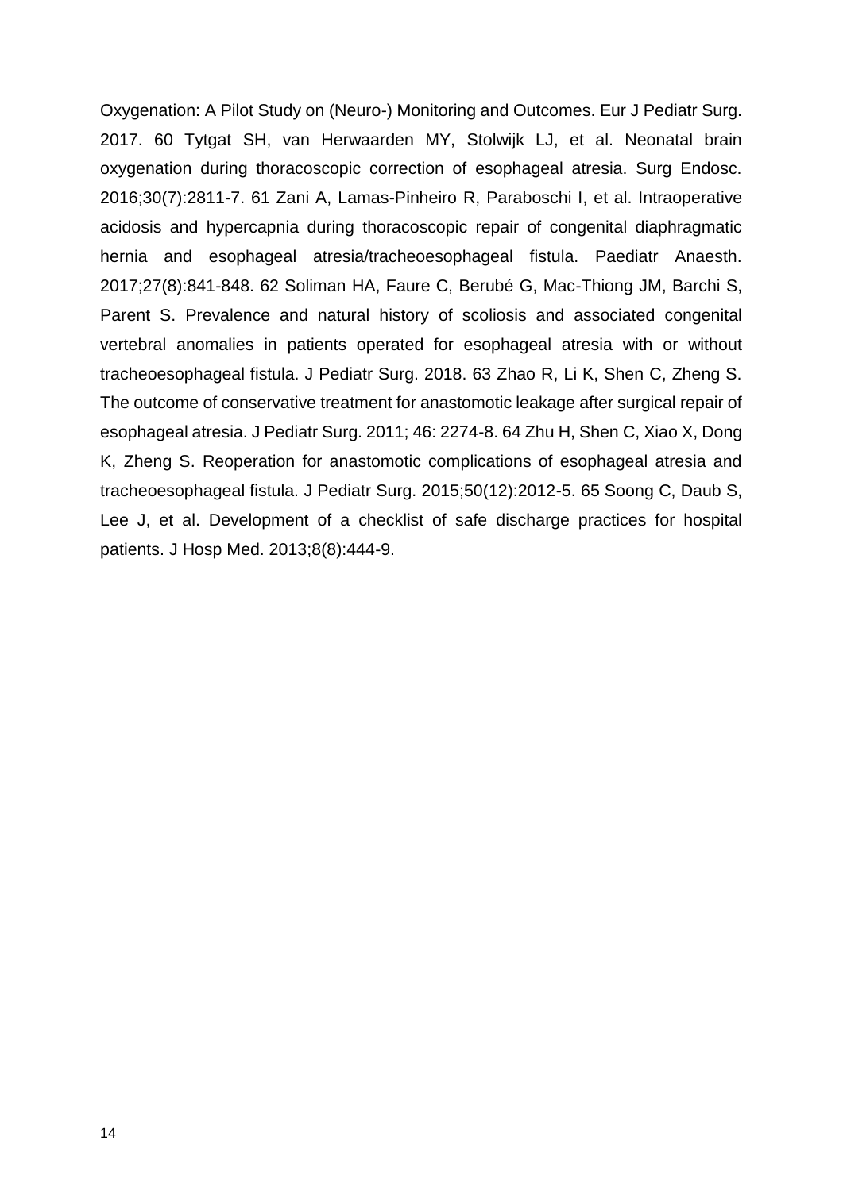Oxygenation: A Pilot Study on (Neuro-) Monitoring and Outcomes. Eur J Pediatr Surg. 2017. 60 Tytgat SH, van Herwaarden MY, Stolwijk LJ, et al. Neonatal brain oxygenation during thoracoscopic correction of esophageal atresia. Surg Endosc. 2016;30(7):2811-7. 61 Zani A, Lamas-Pinheiro R, Paraboschi I, et al. Intraoperative acidosis and hypercapnia during thoracoscopic repair of congenital diaphragmatic hernia and esophageal atresia/tracheoesophageal fistula. Paediatr Anaesth. 2017;27(8):841-848. 62 Soliman HA, Faure C, Berubé G, Mac-Thiong JM, Barchi S, Parent S. Prevalence and natural history of scoliosis and associated congenital vertebral anomalies in patients operated for esophageal atresia with or without tracheoesophageal fistula. J Pediatr Surg. 2018. 63 Zhao R, Li K, Shen C, Zheng S. The outcome of conservative treatment for anastomotic leakage after surgical repair of esophageal atresia. J Pediatr Surg. 2011; 46: 2274-8. 64 Zhu H, Shen C, Xiao X, Dong K, Zheng S. Reoperation for anastomotic complications of esophageal atresia and tracheoesophageal fistula. J Pediatr Surg. 2015;50(12):2012-5. 65 Soong C, Daub S, Lee J, et al. Development of a checklist of safe discharge practices for hospital patients. J Hosp Med. 2013;8(8):444-9.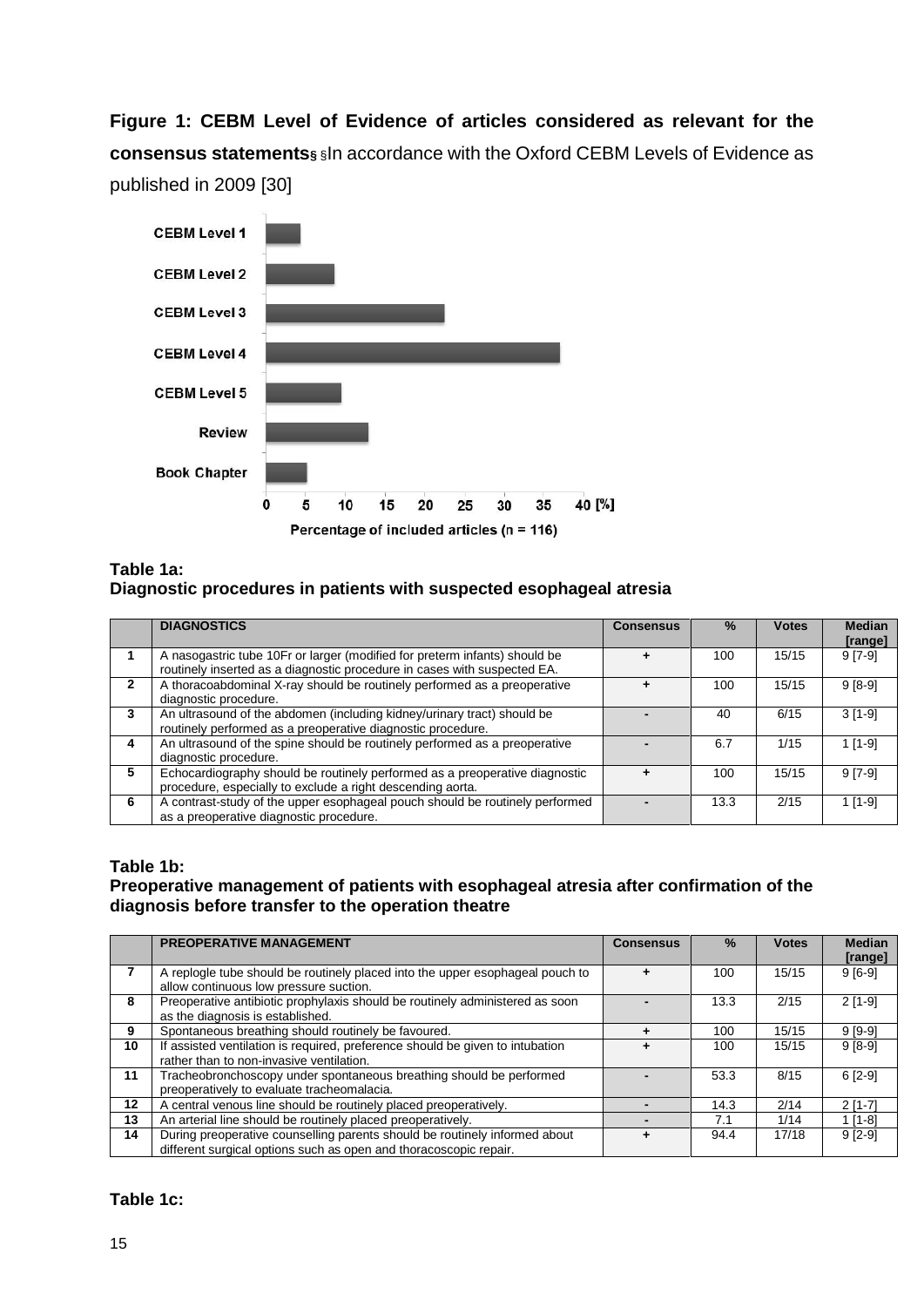**Figure 1: CEBM Level of Evidence of articles considered as relevant for the consensus statements§** §In accordance with the Oxford CEBM Levels of Evidence as published in 2009 [30]

**Table 1a:**
**Diagnostic procedures in patients with suspected esophageal atresia**

| | DIAGNOSTICS | Consensus | % | Votes | Median [range] |
|---|---|---|---|---|---|
| 1 | A nasogastric tube 10Fr or larger (modified for preterm infants) should be routinely inserted as a diagnostic procedure in cases with suspected EA. | + | 100 | 15/15 | 9 [7-9] |
| 2 | A thoracoabdominal X-ray should be routinely performed as a preoperative diagnostic procedure. | + | 100 | 15/15 | 9 [8-9] |
| 3 | An ultrasound of the abdomen (including kidney/urinary tract) should be routinely performed as a preoperative diagnostic procedure. | - | 40 | 6/15 | 3 [1-9] |
| 4 | An ultrasound of the spine should be routinely performed as a preoperative diagnostic procedure. | - | 6.7 | 1/15 | 1 [1-9] |
| 5 | Echocardiography should be routinely performed as a preoperative diagnostic procedure, especially to exclude a right descending aorta. | + | 100 | 15/15 | 9 [7-9] |
| 6 | A contrast-study of the upper esophageal pouch should be routinely performed as a preoperative diagnostic procedure. | - | 13.3 | 2/15 | 1 [1-9] |

**Table 1b:**
**Preoperative management of patients with esophageal atresia after confirmation of the diagnosis before transfer to the operation theatre**

| | PREOPERATIVE MANAGEMENT | Consensus | % | Votes | Median [range] |
|---|---|---|---|---|---|
| 7 | A replogle tube should be routinely placed into the upper esophageal pouch to allow continuous low pressure suction. | + | 100 | 15/15 | 9 [6-9] |
| 8 | Preoperative antibiotic prophylaxis should be routinely administered as soon as the diagnosis is established. | - | 13.3 | 2/15 | 2 [1-9] |
| 9 | Spontaneous breathing should routinely be favoured. | + | 100 | 15/15 | 9 [9-9] |
| 10 | If assisted ventilation is required, preference should be given to intubation rather than to non-invasive ventilation. | + | 100 | 15/15 | 9 [8-9] |
| 11 | Tracheobronchoscopy under spontaneous breathing should be performed preoperatively to evaluate tracheomalacia. | - | 53.3 | 8/15 | 6 [2-9] |
| 12 | A central venous line should be routinely placed preoperatively. | - | 14.3 | 2/14 | 2 [1-7] |
| 13 | An arterial line should be routinely placed preoperatively. | - | 7.1 | 1/14 | 1 [1-8] |
| 14 | During preoperative counselling parents should be routinely informed about different surgical options such as open and thoracoscopic repair. | + | 94.4 | 17/18 | 9 [2-9] |

**Table 1c:**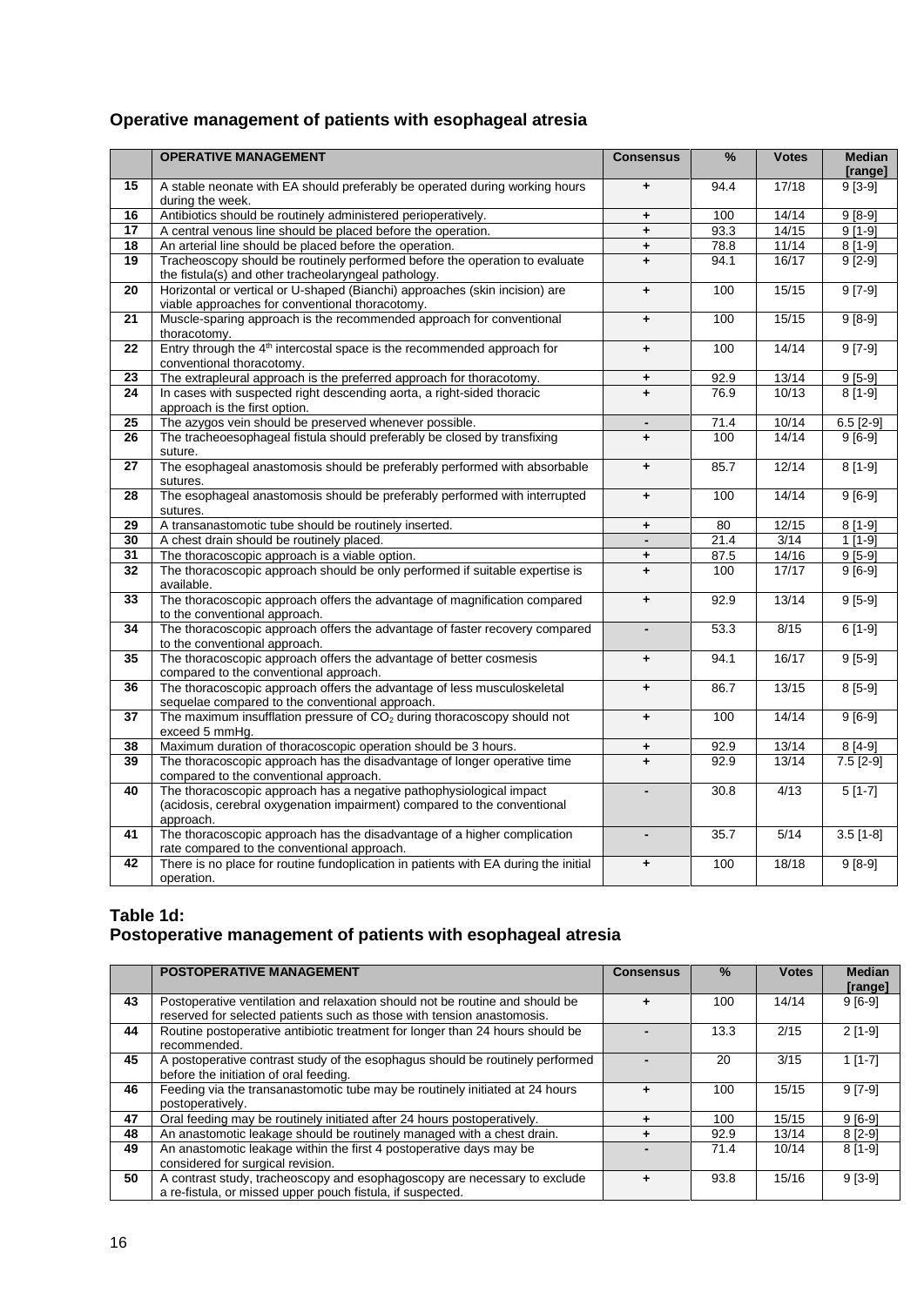## Operative management of patients with esophageal atresia

| | OPERATIVE MANAGEMENT | Consensus | % | Votes | Median [range] |
|---|---|---|---|---|---|
| 15 | A stable neonate with EA should preferably be operated during working hours during the week. | + | 94.4 | 17/18 | 9 [3-9] |
| 16 | Antibiotics should be routinely administered perioperatively. | + | 100 | 14/14 | 9 [8-9] |
| 17 | A central venous line should be placed before the operation. | + | 93.3 | 14/15 | 9 [1-9] |
| 18 | An arterial line should be placed before the operation. | + | 78.8 | 11/14 | 8 [1-9] |
| 19 | Tracheoscopy should be routinely performed before the operation to evaluate the fistula(s) and other tracheolaryngeal pathology. | + | 94.1 | 16/17 | 9 [2-9] |
| 20 | Horizontal or vertical or U-shaped (Bianchi) approaches (skin incision) are viable approaches for conventional thoracotomy. | + | 100 | 15/15 | 9 [7-9] |
| 21 | Muscle-sparing approach is the recommended approach for conventional thoracotomy. | + | 100 | 15/15 | 9 [8-9] |
| 22 | Entry through the 4th intercostal space is the recommended approach for conventional thoracotomy. | + | 100 | 14/14 | 9 [7-9] |
| 23 | The extrapleural approach is the preferred approach for thoracotomy. | + | 92.9 | 13/14 | 9 [5-9] |
| 24 | In cases with suspected right descending aorta, a right-sided thoracic approach is the first option. | + | 76.9 | 10/13 | 8 [1-9] |
| 25 | The azygos vein should be preserved whenever possible. | - | 71.4 | 10/14 | 6.5 [2-9] |
| 26 | The tracheoesophageal fistula should preferably be closed by transfixing suture. | + | 100 | 14/14 | 9 [6-9] |
| 27 | The esophageal anastomosis should be preferably performed with absorbable sutures. | + | 85.7 | 12/14 | 8 [1-9] |
| 28 | The esophageal anastomosis should be preferably performed with interrupted sutures. | + | 100 | 14/14 | 9 [6-9] |
| 29 | A transanastomotic tube should be routinely inserted. | + | 80 | 12/15 | 8 [1-9] |
| 30 | A chest drain should be routinely placed. | - | 21.4 | 3/14 | 1 [1-9] |
| 31 | The thoracoscopic approach is a viable option. | + | 87.5 | 14/16 | 9 [5-9] |
| 32 | The thoracoscopic approach should be only performed if suitable expertise is available. | + | 100 | 17/17 | 9 [6-9] |
| 33 | The thoracoscopic approach offers the advantage of magnification compared to the conventional approach. | + | 92.9 | 13/14 | 9 [5-9] |
| 34 | The thoracoscopic approach offers the advantage of faster recovery compared to the conventional approach. | - | 53.3 | 8/15 | 6 [1-9] |
| 35 | The thoracoscopic approach offers the advantage of better cosmesis compared to the conventional approach. | + | 94.1 | 16/17 | 9 [5-9] |
| 36 | The thoracoscopic approach offers the advantage of less musculoskeletal sequelae compared to the conventional approach. | + | 86.7 | 13/15 | 8 [5-9] |
| 37 | The maximum insufflation pressure of $CO_2$ during thoracoscopy should not exceed 5 mmHg. | + | 100 | 14/14 | 9 [6-9] |
| 38 | Maximum duration of thoracoscopic operation should be 3 hours. | + | 92.9 | 13/14 | 8 [4-9] |
| 39 | The thoracoscopic approach has the disadvantage of longer operative time compared to the conventional approach. | + | 92.9 | 13/14 | 7.5 [2-9] |
| 40 | The thoracoscopic approach has a negative pathophysiological impact (acidosis, cerebral oxygenation impairment) compared to the conventional approach. | - | 30.8 | 4/13 | 5 [1-7] |
| 41 | The thoracoscopic approach has the disadvantage of a higher complication rate compared to the conventional approach. | - | 35.7 | 5/14 | 3.5 [1-8] |
| 42 | There is no place for routine fundoplication in patients with EA during the initial operation. | + | 100 | 18/18 | 9 [8-9] |

## Table 1d: Postoperative management of patients with esophageal atresia

| | POSTOPERATIVE MANAGEMENT | Consensus | % | Votes | Median [range] |
|---|---|---|---|---|---|
| 43 | Postoperative ventilation and relaxation should not be routine and should be reserved for selected patients such as those with tension anastomosis. | + | 100 | 14/14 | 9 [6-9] |
| 44 | Routine postoperative antibiotic treatment for longer than 24 hours should be recommended. | - | 13.3 | 2/15 | 2 [1-9] |
| 45 | A postoperative contrast study of the esophagus should be routinely performed before the initiation of oral feeding. | - | 20 | 3/15 | 1 [1-7] |
| 46 | Feeding via the transanastomotic tube may be routinely initiated at 24 hours postoperatively. | + | 100 | 15/15 | 9 [7-9] |
| 47 | Oral feeding may be routinely initiated after 24 hours postoperatively. | + | 100 | 15/15 | 9 [6-9] |
| 48 | An anastomotic leakage should be routinely managed with a chest drain. | + | 92.9 | 13/14 | 8 [2-9] |
| 49 | An anastomotic leakage within the first 4 postoperative days may be considered for surgical revision. | - | 71.4 | 10/14 | 8 [1-9] |
| 50 | A contrast study, tracheoscopy and esophagoscopy are necessary to exclude a re-fistula, or missed upper pouch fistula, if suspected. | + | 93.8 | 15/16 | 9 [3-9] |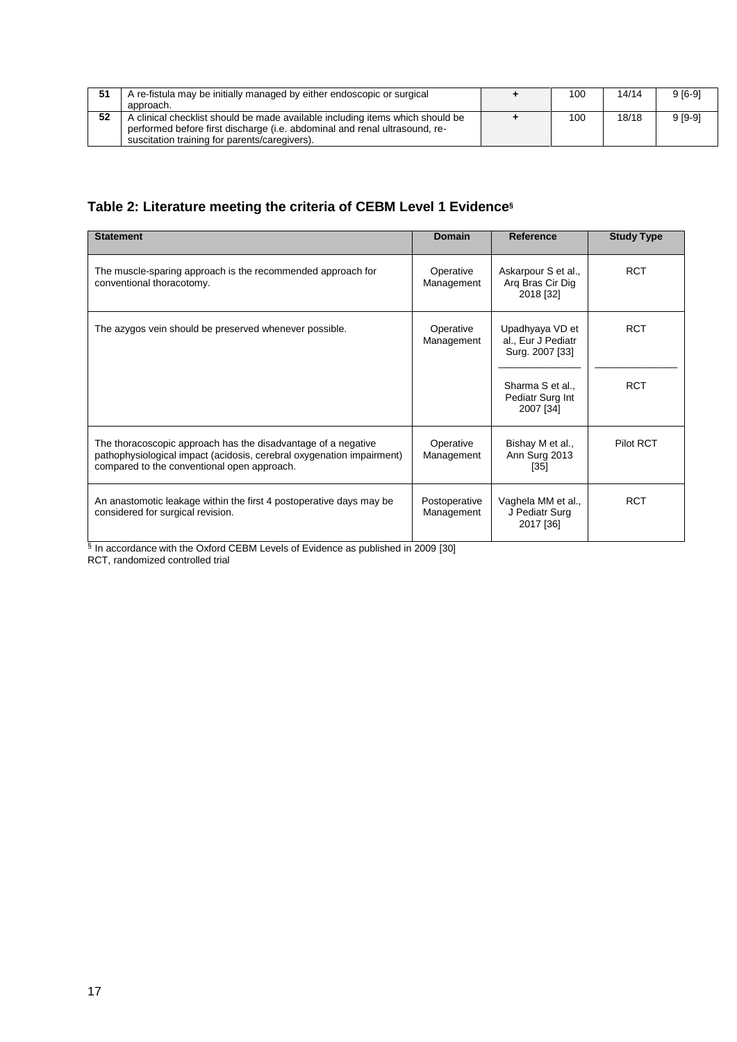| 51 | A re-fistula may be initially managed by either endoscopic or surgical approach. | + | 100 | 14/14 | 9 [6-9] |
|---|---|---|---|---|---|
| 52 | A clinical checklist should be made available including items which should be performed before first discharge (i.e. abdominal and renal ultrasound, re-suscitation training for parents/caregivers). | + | 100 | 18/18 | 9 [9-9] |

## Table 2: Literature meeting the criteria of CEBM Level 1 Evidence[§]

| Statement | Domain | Reference | Study Type |
|---|---|---|---|
| The muscle-sparing approach is the recommended approach for conventional thoracotomy. | Operative Management | Askarpour S et al., Arq Bras Cir Dig 2018 [32] | RCT |
| The azygos vein should be preserved whenever possible. | Operative Management | Upadhyaya VD et al., Eur J Pediatr Surg. 2007 [33] | RCT |
| | | Sharma S et al., Pediatr Surg Int 2007 [34] | RCT |
| The thoracoscopic approach has the disadvantage of a negative pathophysiological impact (acidosis, cerebral oxygenation impairment) compared to the conventional open approach. | Operative Management | Bishay M et al., Ann Surg 2013 [35] | Pilot RCT |
| An anastomotic leakage within the first 4 postoperative days may be considered for surgical revision. | Postoperative Management | Vaghela MM et al., J Pediatr Surg 2017 [36] | RCT |

[§] In accordance with the Oxford CEBM Levels of Evidence as published in 2009 [30]
RCT, randomized controlled trial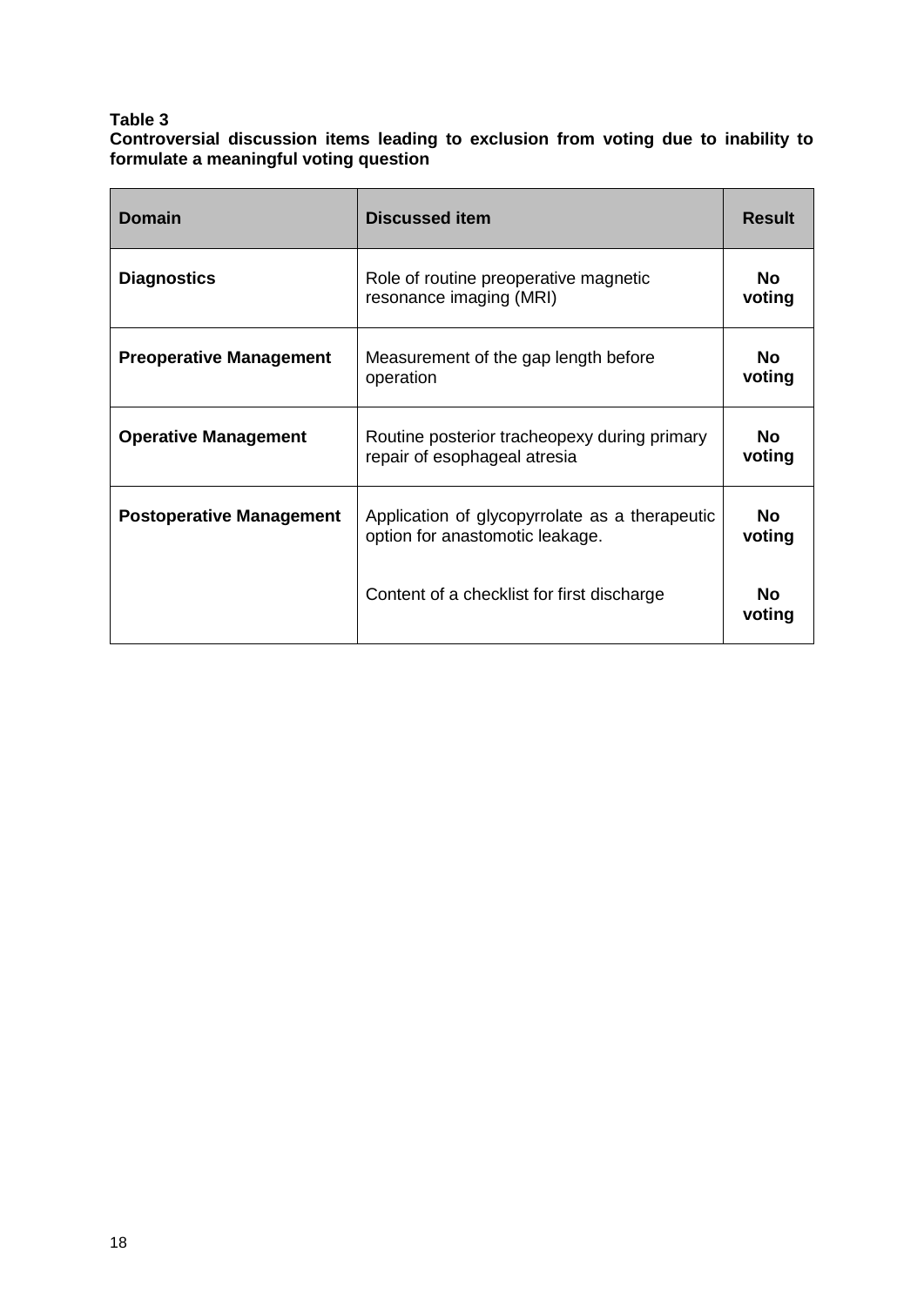**Table 3**

**Controversial discussion items leading to exclusion from voting due to inability to formulate a meaningful voting question**

| Domain | Discussed item | Result |
|---|---|---|
| **Diagnostics** | Role of routine preoperative magnetic resonance imaging (MRI) | **No voting** |
| **Preoperative Management** | Measurement of the gap length before operation | **No voting** |
| **Operative Management** | Routine posterior tracheopexy during primary repair of esophageal atresia | **No voting** |
| **Postoperative Management** | Application of glycopyrrolate as a therapeutic option for anastomotic leakage. | **No voting** |
| | Content of a checklist for first discharge | **No voting** |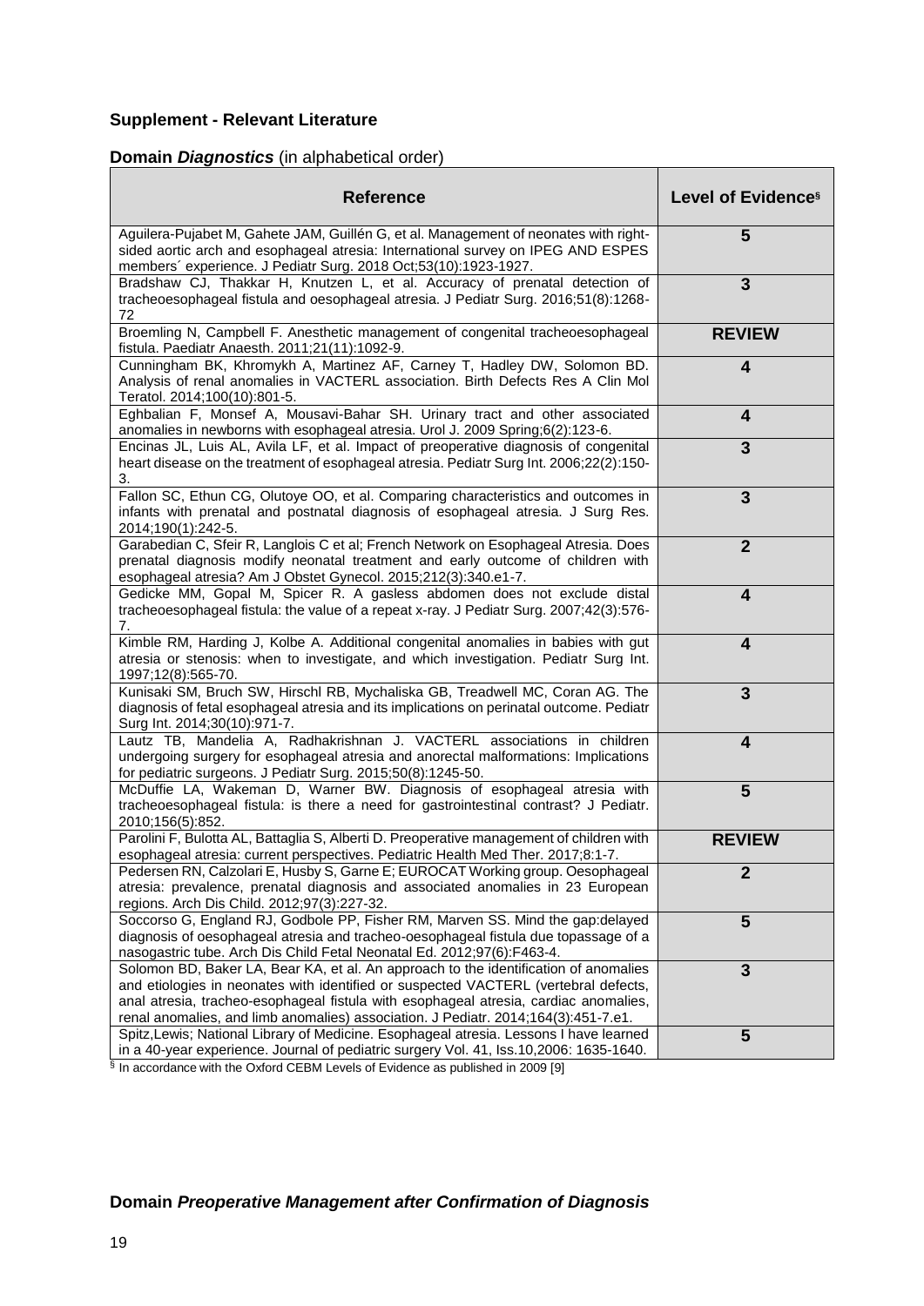## Supplement - Relevant Literature

### Domain *Diagnostics* (in alphabetical order)

| Reference | Level of Evidence§ |
|---|---|
| Aguilera-Pujabet M, Gahete JAM, Guillén G, et al. Management of neonates with right-sided aortic arch and esophageal atresia: International survey on IPEG AND ESPES members´ experience. J Pediatr Surg. 2018 Oct;53(10):1923-1927. | **5** |
| Bradshaw CJ, Thakkar H, Knutzen L, et al. Accuracy of prenatal detection of tracheoesophageal fistula and oesophageal atresia. J Pediatr Surg. 2016;51(8):1268-72 | **3** |
| Broemling N, Campbell F. Anesthetic management of congenital tracheoesophageal fistula. Paediatr Anaesth. 2011;21(11):1092-9. | **REVIEW** |
| Cunningham BK, Khromykh A, Martinez AF, Carney T, Hadley DW, Solomon BD. Analysis of renal anomalies in VACTERL association. Birth Defects Res A Clin Mol Teratol. 2014;100(10):801-5. | **4** |
| Eghbalian F, Monsef A, Mousavi-Bahar SH. Urinary tract and other associated anomalies in newborns with esophageal atresia. Urol J. 2009 Spring;6(2):123-6. | **4** |
| Encinas JL, Luis AL, Avila LF, et al. Impact of preoperative diagnosis of congenital heart disease on the treatment of esophageal atresia. Pediatr Surg Int. 2006;22(2):150-3. | **3** |
| Fallon SC, Ethun CG, Olutoye OO, et al. Comparing characteristics and outcomes in infants with prenatal and postnatal diagnosis of esophageal atresia. J Surg Res. 2014;190(1):242-5. | **3** |
| Garabedian C, Sfeir R, Langlois C et al; French Network on Esophageal Atresia. Does prenatal diagnosis modify neonatal treatment and early outcome of children with esophageal atresia? Am J Obstet Gynecol. 2015;212(3):340.e1-7. | **2** |
| Gedicke MM, Gopal M, Spicer R. A gasless abdomen does not exclude distal tracheoesophageal fistula: the value of a repeat x-ray. J Pediatr Surg. 2007;42(3):576-7. | **4** |
| Kimble RM, Harding J, Kolbe A. Additional congenital anomalies in babies with gut atresia or stenosis: when to investigate, and which investigation. Pediatr Surg Int. 1997;12(8):565-70. | **4** |
| Kunisaki SM, Bruch SW, Hirschl RB, Mychaliska GB, Treadwell MC, Coran AG. The diagnosis of fetal esophageal atresia and its implications on perinatal outcome. Pediatr Surg Int. 2014;30(10):971-7. | **3** |
| Lautz TB, Mandelia A, Radhakrishnan J. VACTERL associations in children undergoing surgery for esophageal atresia and anorectal malformations: Implications for pediatric surgeons. J Pediatr Surg. 2015;50(8):1245-50. | **4** |
| McDuffie LA, Wakeman D, Warner BW. Diagnosis of esophageal atresia with tracheoesophageal fistula: is there a need for gastrointestinal contrast? J Pediatr. 2010;156(5):852. | **5** |
| Parolini F, Bulotta AL, Battaglia S, Alberti D. Preoperative management of children with esophageal atresia: current perspectives. Pediatric Health Med Ther. 2017;8:1-7. | **REVIEW** |
| Pedersen RN, Calzolari E, Husby S, Garne E; EUROCAT Working group. Oesophageal atresia: prevalence, prenatal diagnosis and associated anomalies in 23 European regions. Arch Dis Child. 2012;97(3):227-32. | **2** |
| Soccorso G, England RJ, Godbole PP, Fisher RM, Marven SS. Mind the gap:delayed diagnosis of oesophageal atresia and tracheo-oesophageal fistula due topassage of a nasogastric tube. Arch Dis Child Fetal Neonatal Ed. 2012;97(6):F463-4. | **5** |
| Solomon BD, Baker LA, Bear KA, et al. An approach to the identification of anomalies and etiologies in neonates with identified or suspected VACTERL (vertebral defects, anal atresia, tracheo-esophageal fistula with esophageal atresia, cardiac anomalies, renal anomalies, and limb anomalies) association. J Pediatr. 2014;164(3):451-7.e1. | **3** |
| Spitz,Lewis; National Library of Medicine. Esophageal atresia. Lessons I have learned in a 40-year experience. Journal of pediatric surgery Vol. 41, Iss.10,2006: 1635-1640. | **5** |

§ In accordance with the Oxford CEBM Levels of Evidence as published in 2009 [9]

### Domain *Preoperative Management after Confirmation of Diagnosis*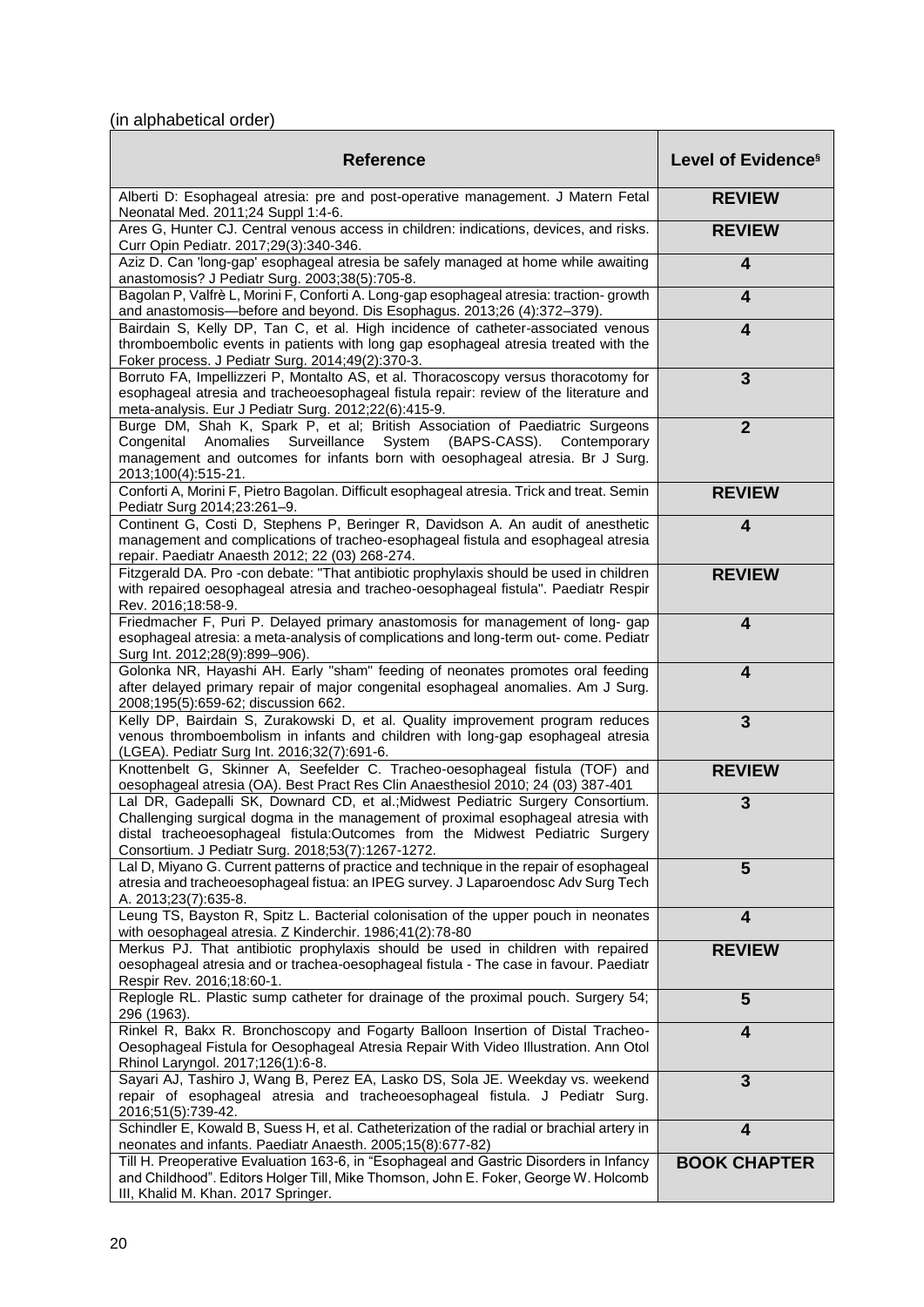(in alphabetical order)

| Reference | Level of Evidence[§] |
|---|---|
| Alberti D: Esophageal atresia: pre and post-operative management. J Matern Fetal Neonatal Med. 2011;24 Suppl 1:4-6. | **REVIEW** |
| Ares G, Hunter CJ. Central venous access in children: indications, devices, and risks. Curr Opin Pediatr. 2017;29(3):340-346. | **REVIEW** |
| Aziz D. Can 'long-gap' esophageal atresia be safely managed at home while awaiting anastomosis? J Pediatr Surg. 2003;38(5):705-8. | **4** |
| Bagolan P, Valfrè L, Morini F, Conforti A. Long-gap esophageal atresia: traction- growth and anastomosis—before and beyond. Dis Esophagus. 2013;26 (4):372–379). | **4** |
| Bairdain S, Kelly DP, Tan C, et al. High incidence of catheter-associated venous thromboembolic events in patients with long gap esophageal atresia treated with the Foker process. J Pediatr Surg. 2014;49(2):370-3. | **4** |
| Borruto FA, Impellizzeri P, Montalto AS, et al. Thoracoscopy versus thoracotomy for esophageal atresia and tracheoesophageal fistula repair: review of the literature and meta-analysis. Eur J Pediatr Surg. 2012;22(6):415-9. | **3** |
| Burge DM, Shah K, Spark P, et al; British Association of Paediatric Surgeons Congenital Anomalies Surveillance System (BAPS-CASS). Contemporary management and outcomes for infants born with oesophageal atresia. Br J Surg. 2013;100(4):515-21. | **2** |
| Conforti A, Morini F, Pietro Bagolan. Difficult esophageal atresia. Trick and treat. Semin Pediatr Surg 2014;23:261–9. | **REVIEW** |
| Continent G, Costi D, Stephens P, Beringer R, Davidson A. An audit of anesthetic management and complications of tracheo-esophageal fistula and esophageal atresia repair. Paediatr Anaesth 2012; 22 (03) 268-274. | **4** |
| Fitzgerald DA. Pro -con debate: "That antibiotic prophylaxis should be used in children with repaired oesophageal atresia and tracheo-oesophageal fistula". Paediatr Respir Rev. 2016;18:58-9. | **REVIEW** |
| Friedmacher F, Puri P. Delayed primary anastomosis for management of long- gap esophageal atresia: a meta-analysis of complications and long-term out- come. Pediatr Surg Int. 2012;28(9):899–906). | **4** |
| Golonka NR, Hayashi AH. Early "sham" feeding of neonates promotes oral feeding after delayed primary repair of major congenital esophageal anomalies. Am J Surg. 2008;195(5):659-62; discussion 662. | **4** |
| Kelly DP, Bairdain S, Zurakowski D, et al. Quality improvement program reduces venous thromboembolism in infants and children with long-gap esophageal atresia (LGEA). Pediatr Surg Int. 2016;32(7):691-6. | **3** |
| Knottenbelt G, Skinner A, Seefelder C. Tracheo-oesophageal fistula (TOF) and oesophageal atresia (OA). Best Pract Res Clin Anaesthesiol 2010; 24 (03) 387-401 | **REVIEW** |
| Lal DR, Gadepalli SK, Downard CD, et al.;Midwest Pediatric Surgery Consortium. Challenging surgical dogma in the management of proximal esophageal atresia with distal tracheoesophageal fistula:Outcomes from the Midwest Pediatric Surgery Consortium. J Pediatr Surg. 2018;53(7):1267-1272. | **3** |
| Lal D, Miyano G. Current patterns of practice and technique in the repair of esophageal atresia and tracheoesophageal fistua: an IPEG survey. J Laparoendosc Adv Surg Tech A. 2013;23(7):635-8. | **5** |
| Leung TS, Bayston R, Spitz L. Bacterial colonisation of the upper pouch in neonates with oesophageal atresia. Z Kinderchir. 1986;41(2):78-80 | **4** |
| Merkus PJ. That antibiotic prophylaxis should be used in children with repaired oesophageal atresia and or trachea-oesophageal fistula - The case in favour. Paediatr Respir Rev. 2016;18:60-1. | **REVIEW** |
| Replogle RL. Plastic sump catheter for drainage of the proximal pouch. Surgery 54; 296 (1963). | **5** |
| Rinkel R, Bakx R. Bronchoscopy and Fogarty Balloon Insertion of Distal Tracheo-Oesophageal Fistula for Oesophageal Atresia Repair With Video Illustration. Ann Otol Rhinol Laryngol. 2017;126(1):6-8. | **4** |
| Sayari AJ, Tashiro J, Wang B, Perez EA, Lasko DS, Sola JE. Weekday vs. weekend repair of esophageal atresia and tracheoesophageal fistula. J Pediatr Surg. 2016;51(5):739-42. | **3** |
| Schindler E, Kowald B, Suess H, et al. Catheterization of the radial or brachial artery in neonates and infants. Paediatr Anaesth. 2005;15(8):677-82) | **4** |
| Till H. Preoperative Evaluation 163-6, in "Esophageal and Gastric Disorders in Infancy and Childhood". Editors Holger Till, Mike Thomson, John E. Foker, George W. Holcomb III, Khalid M. Khan. 2017 Springer. | **BOOK CHAPTER** |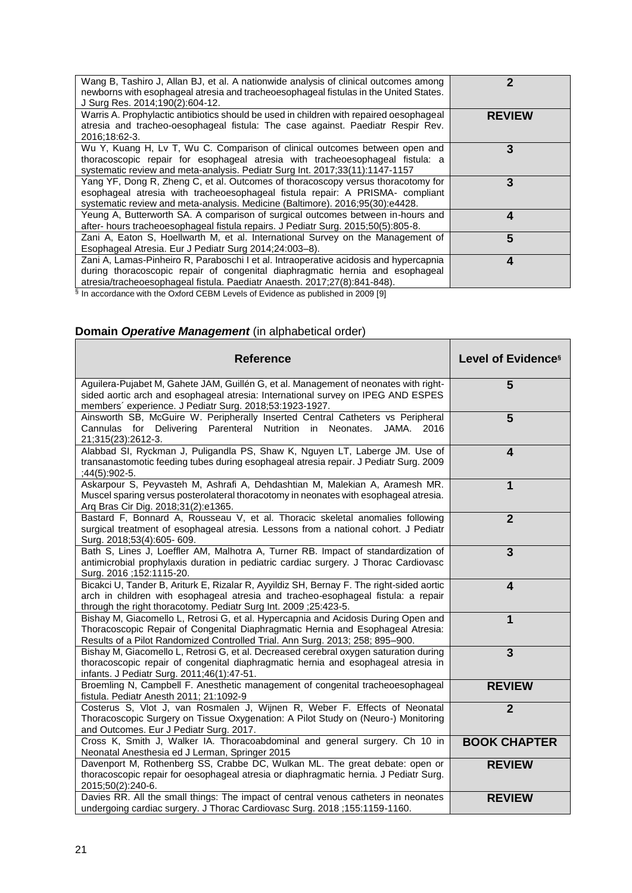| | |
|---|---|
| Wang B, Tashiro J, Allan BJ, et al. A nationwide analysis of clinical outcomes among newborns with esophageal atresia and tracheoesophageal fistulas in the United States. J Surg Res. 2014;190(2):604-12. | **2** |
| Warris A. Prophylactic antibiotics should be used in children with repaired oesophageal atresia and tracheo-oesophageal fistula: The case against. Paediatr Respir Rev. 2016;18:62-3. | **REVIEW** |
| Wu Y, Kuang H, Lv T, Wu C. Comparison of clinical outcomes between open and thoracoscopic repair for esophageal atresia with tracheoesophageal fistula: a systematic review and meta-analysis. Pediatr Surg Int. 2017;33(11):1147-1157 | **3** |
| Yang YF, Dong R, Zheng C, et al. Outcomes of thoracoscopy versus thoracotomy for esophageal atresia with tracheoesophageal fistula repair: A PRISMA- compliant systematic review and meta-analysis. Medicine (Baltimore). 2016;95(30):e4428. | **3** |
| Yeung A, Butterworth SA. A comparison of surgical outcomes between in-hours and after- hours tracheoesophageal fistula repairs. J Pediatr Surg. 2015;50(5):805-8. | **4** |
| Zani A, Eaton S, Hoellwarth M, et al. International Survey on the Management of Esophageal Atresia. Eur J Pediatr Surg 2014;24:003–8). | **5** |
| Zani A, Lamas-Pinheiro R, Paraboschi I et al. Intraoperative acidosis and hypercapnia during thoracoscopic repair of congenital diaphragmatic hernia and esophageal atresia/tracheoesophageal fistula. Paediatr Anaesth. 2017;27(8):841-848). | **4** |

[§] In accordance with the Oxford CEBM Levels of Evidence as published in 2009 [9]

## Domain *Operative Management* (in alphabetical order)

| Reference | Level of Evidence[§] |
|---|---|
| Aguilera-Pujabet M, Gahete JAM, Guillén G, et al. Management of neonates with right-sided aortic arch and esophageal atresia: International survey on IPEG AND ESPES members´ experience. J Pediatr Surg. 2018;53:1923-1927. | **5** |
| Ainsworth SB, McGuire W. Peripherally Inserted Central Catheters vs Peripheral Cannulas for Delivering Parenteral Nutrition in Neonates. JAMA. 2016 21;315(23):2612-3. | **5** |
| Alabbad SI, Ryckman J, Puligandla PS, Shaw K, Nguyen LT, Laberge JM. Use of transanastomotic feeding tubes during esophageal atresia repair. J Pediatr Surg. 2009 ;44(5):902-5. | **4** |
| Askarpour S, Peyvasteh M, Ashrafi A, Dehdashtian M, Malekian A, Aramesh MR. Muscel sparing versus posterolateral thoracotomy in neonates with esophageal atresia. Arq Bras Cir Dig. 2018;31(2):e1365. | **1** |
| Bastard F, Bonnard A, Rousseau V, et al. Thoracic skeletal anomalies following surgical treatment of esophageal atresia. Lessons from a national cohort. J Pediatr Surg. 2018;53(4):605- 609. | **2** |
| Bath S, Lines J, Loeffler AM, Malhotra A, Turner RB. Impact of standardization of antimicrobial prophylaxis duration in pediatric cardiac surgery. J Thorac Cardiovasc Surg. 2016 ;152:1115-20. | **3** |
| Bicakci U, Tander B, Ariturk E, Rizalar R, Ayyildiz SH, Bernay F. The right-sided aortic arch in children with esophageal atresia and tracheo-esophageal fistula: a repair through the right thoracotomy. Pediatr Surg Int. 2009 ;25:423-5. | **4** |
| Bishay M, Giacomello L, Retrosi G, et al. Hypercapnia and Acidosis During Open and Thoracoscopic Repair of Congenital Diaphragmatic Hernia and Esophageal Atresia: Results of a Pilot Randomized Controlled Trial. Ann Surg. 2013; 258; 895–900. | **1** |
| Bishay M, Giacomello L, Retrosi G, et al. Decreased cerebral oxygen saturation during thoracoscopic repair of congenital diaphragmatic hernia and esophageal atresia in infants. J Pediatr Surg. 2011;46(1):47-51. | **3** |
| Broemling N, Campbell F. Anesthetic management of congenital tracheoesophageal fistula. Pediatr Anesth 2011; 21:1092-9 | **REVIEW** |
| Costerus S, Vlot J, van Rosmalen J, Wijnen R, Weber F. Effects of Neonatal Thoracoscopic Surgery on Tissue Oxygenation: A Pilot Study on (Neuro-) Monitoring and Outcomes. Eur J Pediatr Surg. 2017. | **2** |
| Cross K, Smith J, Walker IA. Thoracoabdominal and general surgery. Ch 10 in Neonatal Anesthesia ed J Lerman, Springer 2015 | **BOOK CHAPTER** |
| Davenport M, Rothenberg SS, Crabbe DC, Wulkan ML. The great debate: open or thoracoscopic repair for oesophageal atresia or diaphragmatic hernia. J Pediatr Surg. 2015;50(2):240-6. | **REVIEW** |
| Davies RR. All the small things: The impact of central venous catheters in neonates undergoing cardiac surgery. J Thorac Cardiovasc Surg. 2018 ;155:1159-1160. | **REVIEW** |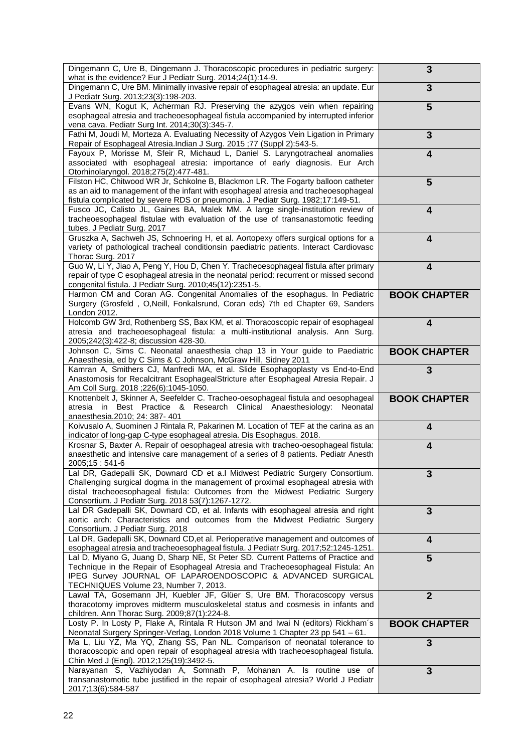| | |
|---|---|
| Dingemann C, Ure B, Dingemann J. Thoracoscopic procedures in pediatric surgery: what is the evidence? Eur J Pediatr Surg. 2014;24(1):14-9. | **3** |
| Dingemann C, Ure BM. Minimally invasive repair of esophageal atresia: an update. Eur J Pediatr Surg. 2013;23(3):198-203. | **3** |
| Evans WN, Kogut K, Acherman RJ. Preserving the azygos vein when repairing esophageal atresia and tracheoesophageal fistula accompanied by interrupted inferior vena cava. Pediatr Surg Int. 2014;30(3):345-7. | **5** |
| Fathi M, Joudi M, Morteza A. Evaluating Necessity of Azygos Vein Ligation in Primary Repair of Esophageal Atresia.Indian J Surg. 2015 ;77 (Suppl 2):543-5. | **3** |
| Fayoux P, Morisse M, Sfeir R, Michaud L, Daniel S. Laryngotracheal anomalies associated with esophageal atresia: importance of early diagnosis. Eur Arch Otorhinolaryngol. 2018;275(2):477-481. | **4** |
| Filston HC, Chitwood WR Jr, Schkolne B, Blackmon LR. The Fogarty balloon catheter as an aid to management of the infant with esophageal atresia and tracheoesophageal fistula complicated by severe RDS or pneumonia. J Pediatr Surg. 1982;17:149-51. | **5** |
| Fusco JC, Calisto JL, Gaines BA, Malek MM. A large single-institution review of tracheoesophageal fistulae with evaluation of the use of transanastomotic feeding tubes. J Pediatr Surg. 2017 | **4** |
| Gruszka A, Sachweh JS, Schnoering H, et al. Aortopexy offers surgical options for a variety of pathological tracheal conditionsin paediatric patients. Interact Cardiovasc Thorac Surg. 2017 | **4** |
| Guo W, Li Y, Jiao A, Peng Y, Hou D, Chen Y. Tracheoesophageal fistula after primary repair of type C esophageal atresia in the neonatal period: recurrent or missed second congenital fistula. J Pediatr Surg. 2010;45(12):2351-5. | **4** |
| Harmon CM and Coran AG. Congenital Anomalies of the esophagus. In Pediatric Surgery (Grosfeld , O,Neill, Fonkalsrund, Coran eds) 7th ed Chapter 69, Sanders London 2012. | **BOOK CHAPTER** |
| Holcomb GW 3rd, Rothenberg SS, Bax KM, et al. Thoracoscopic repair of esophageal atresia and tracheoesophageal fistula: a multi-institutional analysis. Ann Surg. 2005;242(3):422-8; discussion 428-30. | **4** |
| Johnson C, Sims C. Neonatal anaesthesia chap 13 in Your guide to Paediatric Anaesthesia, ed by C Sims & C Johnson, McGraw Hill, Sidney 2011 | **BOOK CHAPTER** |
| Kamran A, Smithers CJ, Manfredi MA, et al. Slide Esophagoplasty vs End-to-End Anastomosis for Recalcitrant EsophagealStricture after Esophageal Atresia Repair. J Am Coll Surg. 2018 ;226(6):1045-1050. | **3** |
| Knottenbelt J, Skinner A, Seefelder C. Tracheo-oesophageal fistula and oesophageal atresia in Best Practice & Research Clinical Anaesthesiology: Neonatal anaesthesia.2010; 24: 387- 401 | **BOOK CHAPTER** |
| Koivusalo A, Suominen J Rintala R, Pakarinen M. Location of TEF at the carina as an indicator of long-gap C-type esophageal atresia. Dis Esophagus. 2018. | **4** |
| Krosnar S, Baxter A. Repair of oesophageal atresia with tracheo-oesophageal fistula: anaesthetic and intensive care management of a series of 8 patients. Pediatr Anesth 2005;15 : 541-6 | **4** |
| Lal DR, Gadepalli SK, Downard CD et a.l Midwest Pediatric Surgery Consortium. Challenging surgical dogma in the management of proximal esophageal atresia with distal tracheoesophageal fistula: Outcomes from the Midwest Pediatric Surgery Consortium. J Pediatr Surg. 2018 53(7):1267-1272. | **3** |
| Lal DR Gadepalli SK, Downard CD, et al. Infants with esophageal atresia and right aortic arch: Characteristics and outcomes from the Midwest Pediatric Surgery Consortium. J Pediatr Surg. 2018 | **3** |
| Lal DR, Gadepalli SK, Downard CD,et al. Perioperative management and outcomes of esophageal atresia and tracheoesophageal fistula. J Pediatr Surg. 2017;52:1245-1251. | **4** |
| Lal D, Miyano G, Juang D, Sharp NE, St Peter SD. Current Patterns of Practice and Technique in the Repair of Esophageal Atresia and Tracheoesophageal Fistula: An IPEG Survey JOURNAL OF LAPAROENDOSCOPIC & ADVANCED SURGICAL TECHNIQUES Volume 23, Number 7, 2013. | **5** |
| Lawal TA, Gosemann JH, Kuebler JF, Glüer S, Ure BM. Thoracoscopy versus thoracotomy improves midterm musculoskeletal status and cosmesis in infants and children. Ann Thorac Surg. 2009;87(1):224-8. | **2** |
| Losty P. In Losty P, Flake A, Rintala R Hutson JM and Iwai N (editors) Rickham´s Neonatal Surgery Springer-Verlag, London 2018 Volume 1 Chapter 23 pp 541 – 61. | **BOOK CHAPTER** |
| Ma L, Liu YZ, Ma YQ, Zhang SS, Pan NL. Comparison of neonatal tolerance to thoracoscopic and open repair of esophageal atresia with tracheoesophageal fistula. Chin Med J (Engl). 2012;125(19):3492-5. | **3** |
| Narayanan S, Vazhiyodan A, Somnath P, Mohanan A. Is routine use of transanastomotic tube justified in the repair of esophageal atresia? World J Pediatr 2017;13(6):584-587 | **3** |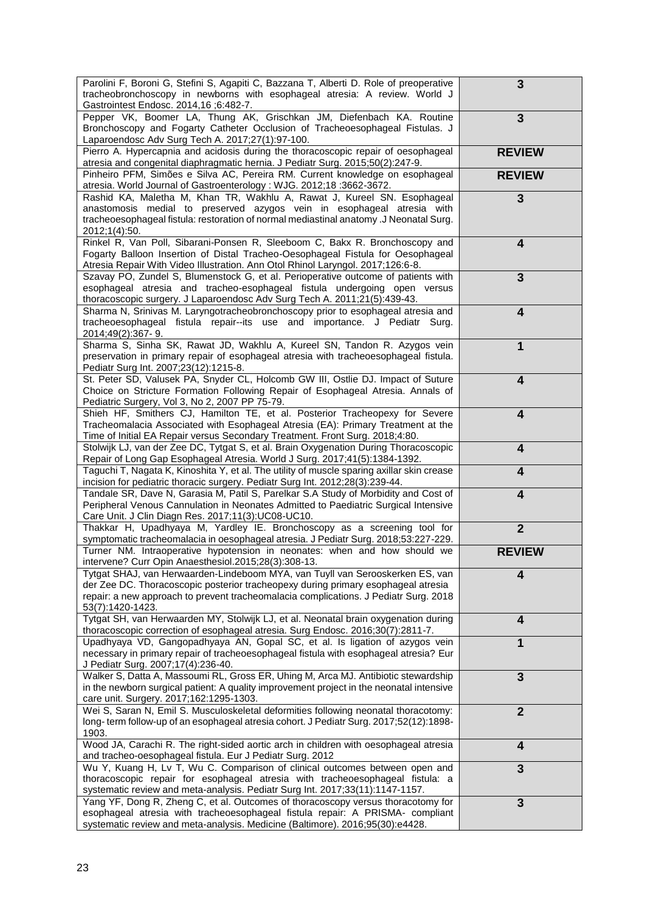| | |
|---|---|
| Parolini F, Boroni G, Stefini S, Agapiti C, Bazzana T, Alberti D. Role of preoperative tracheobronchoscopy in newborns with esophageal atresia: A review. World J Gastrointest Endosc. 2014,16 ;6:482-7. | **3** |
| Pepper VK, Boomer LA, Thung AK, Grischkan JM, Diefenbach KA. Routine Bronchoscopy and Fogarty Catheter Occlusion of Tracheoesophageal Fistulas. J Laparoendosc Adv Surg Tech A. 2017;27(1):97-100. | **3** |
| Pierro A. Hypercapnia and acidosis during the thoracoscopic repair of oesophageal atresia and congenital diaphragmatic hernia. J Pediatr Surg. 2015;50(2):247-9. | **REVIEW** |
| Pinheiro PFM, Simões e Silva AC, Pereira RM. Current knowledge on esophageal atresia. World Journal of Gastroenterology : WJG. 2012;18 :3662-3672. | **REVIEW** |
| Rashid KA, Maletha M, Khan TR, Wakhlu A, Rawat J, Kureel SN. Esophageal anastomosis medial to preserved azygos vein in esophageal atresia with tracheoesophageal fistula: restoration of normal mediastinal anatomy .J Neonatal Surg. 2012;1(4):50. | **3** |
| Rinkel R, Van Poll, Sibarani-Ponsen R, Sleeboom C, Bakx R. Bronchoscopy and Fogarty Balloon Insertion of Distal Tracheo-Oesophageal Fistula for Oesophageal Atresia Repair With Video Illustration. Ann Otol Rhinol Laryngol. 2017;126:6-8. | **4** |
| Szavay PO, Zundel S, Blumenstock G, et al. Perioperative outcome of patients with esophageal atresia and tracheo-esophageal fistula undergoing open versus thoracoscopic surgery. J Laparoendosc Adv Surg Tech A. 2011;21(5):439-43. | **3** |
| Sharma N, Srinivas M. Laryngotracheobronchoscopy prior to esophageal atresia and tracheoesophageal fistula repair--its use and importance. J Pediatr Surg. 2014;49(2):367- 9. | **4** |
| Sharma S, Sinha SK, Rawat JD, Wakhlu A, Kureel SN, Tandon R. Azygos vein preservation in primary repair of esophageal atresia with tracheoesophageal fistula. Pediatr Surg Int. 2007;23(12):1215-8. | **1** |
| St. Peter SD, Valusek PA, Snyder CL, Holcomb GW III, Ostlie DJ. Impact of Suture Choice on Stricture Formation Following Repair of Esophageal Atresia. Annals of Pediatric Surgery, Vol 3, No 2, 2007 PP 75-79. | **4** |
| Shieh HF, Smithers CJ, Hamilton TE, et al. Posterior Tracheopexy for Severe Tracheomalacia Associated with Esophageal Atresia (EA): Primary Treatment at the Time of Initial EA Repair versus Secondary Treatment. Front Surg. 2018;4:80. | **4** |
| Stolwijk LJ, van der Zee DC, Tytgat S, et al. Brain Oxygenation During Thoracoscopic Repair of Long Gap Esophageal Atresia. World J Surg. 2017;41(5):1384-1392. | **4** |
| Taguchi T, Nagata K, Kinoshita Y, et al. The utility of muscle sparing axillar skin crease incision for pediatric thoracic surgery. Pediatr Surg Int. 2012;28(3):239-44. | **4** |
| Tandale SR, Dave N, Garasia M, Patil S, Parelkar S.A Study of Morbidity and Cost of Peripheral Venous Cannulation in Neonates Admitted to Paediatric Surgical Intensive Care Unit. J Clin Diagn Res. 2017;11(3):UC08-UC10. | **4** |
| Thakkar H, Upadhyaya M, Yardley IE. Bronchoscopy as a screening tool for symptomatic tracheomalacia in oesophageal atresia. J Pediatr Surg. 2018;53:227-229. | **2** |
| Turner NM. Intraoperative hypotension in neonates: when and how should we intervene? Curr Opin Anaesthesiol.2015;28(3):308-13. | **REVIEW** |
| Tytgat SHAJ, van Herwaarden-Lindeboom MYA, van Tuyll van Serooskerken ES, van der Zee DC. Thoracoscopic posterior tracheopexy during primary esophageal atresia repair: a new approach to prevent tracheomalacia complications. J Pediatr Surg. 2018 53(7):1420-1423. | **4** |
| Tytgat SH, van Herwaarden MY, Stolwijk LJ, et al. Neonatal brain oxygenation during thoracoscopic correction of esophageal atresia. Surg Endosc. 2016;30(7):2811-7. | **4** |
| Upadhyaya VD, Gangopadhyaya AN, Gopal SC, et al. Is ligation of azygos vein necessary in primary repair of tracheoesophageal fistula with esophageal atresia? Eur J Pediatr Surg. 2007;17(4):236-40. | **1** |
| Walker S, Datta A, Massoumi RL, Gross ER, Uhing M, Arca MJ. Antibiotic stewardship in the newborn surgical patient: A quality improvement project in the neonatal intensive care unit. Surgery. 2017;162:1295-1303. | **3** |
| Wei S, Saran N, Emil S. Musculoskeletal deformities following neonatal thoracotomy: long- term follow-up of an esophageal atresia cohort. J Pediatr Surg. 2017;52(12):1898-1903. | **2** |
| Wood JA, Carachi R. The right-sided aortic arch in children with oesophageal atresia and tracheo-oesophageal fistula. Eur J Pediatr Surg. 2012 | **4** |
| Wu Y, Kuang H, Lv T, Wu C. Comparison of clinical outcomes between open and thoracoscopic repair for esophageal atresia with tracheoesophageal fistula: a systematic review and meta-analysis. Pediatr Surg Int. 2017;33(11):1147-1157. | **3** |
| Yang YF, Dong R, Zheng C, et al. Outcomes of thoracoscopy versus thoracotomy for esophageal atresia with tracheoesophageal fistula repair: A PRISMA- compliant systematic review and meta-analysis. Medicine (Baltimore). 2016;95(30):e4428. | **3** |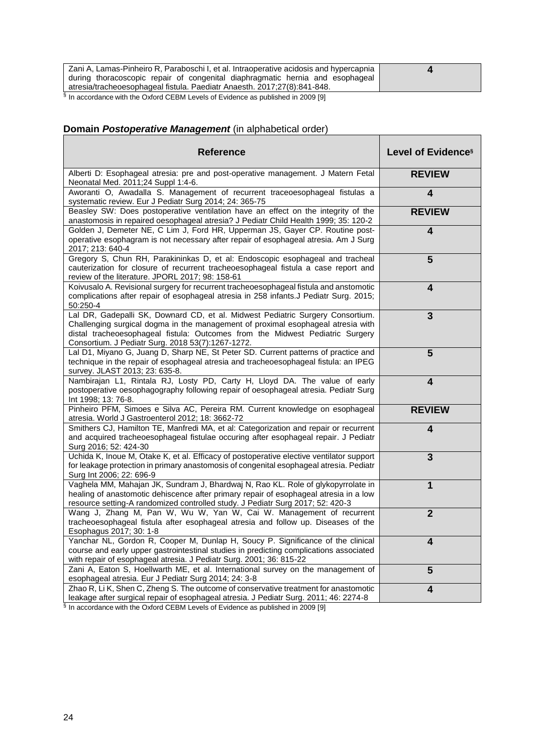| | |
|---|---|
| Zani A, Lamas-Pinheiro R, Paraboschi I, et al. Intraoperative acidosis and hypercapnia during thoracoscopic repair of congenital diaphragmatic hernia and esophageal atresia/tracheoesophageal fistula. Paediatr Anaesth. 2017;27(8):841-848. | **4** |

§ In accordance with the Oxford CEBM Levels of Evidence as published in 2009 [9]

## Domain ***Postoperative Management*** (in alphabetical order)

| Reference | Level of Evidence§ |
|---|---|
| Alberti D: Esophageal atresia: pre and post-operative management. J Matern Fetal Neonatal Med. 2011;24 Suppl 1:4-6. | **REVIEW** |
| Aworanti O, Awadalla S. Management of recurrent traceoesophageal fistulas a systematic review. Eur J Pediatr Surg 2014; 24: 365-75 | **4** |
| Beasley SW: Does postoperative ventilation have an effect on the integrity of the anastomosis in repaired oesophageal atresia? J Pediatr Child Health 1999; 35: 120-2 | **REVIEW** |
| Golden J, Demeter NE, C Lim J, Ford HR, Upperman JS, Gayer CP. Routine post-operative esophagram is not necessary after repair of esophageal atresia. Am J Surg 2017; 213: 640-4 | **4** |
| Gregory S, Chun RH, Parakininkas D, et al: Endoscopic esophageal and tracheal cauterization for closure of recurrent tracheoesophageal fistula a case report and review of the literature. JPORL 2017; 98: 158-61 | **5** |
| Koivusalo A. Revisional surgery for recurrent tracheoesophageal fistula and anstomotic complications after repair of esophageal atresia in 258 infants.J Pediatr Surg. 2015; 50:250-4 | **4** |
| Lal DR, Gadepalli SK, Downard CD, et al. Midwest Pediatric Surgery Consortium. Challenging surgical dogma in the management of proximal esophageal atresia with distal tracheoesophageal fistula: Outcomes from the Midwest Pediatric Surgery Consortium. J Pediatr Surg. 2018 53(7):1267-1272. | **3** |
| Lal D1, Miyano G, Juang D, Sharp NE, St Peter SD. Current patterns of practice and technique in the repair of esophageal atresia and tracheoesophageal fistula: an IPEG survey. JLAST 2013; 23: 635-8. | **5** |
| Nambirajan L1, Rintala RJ, Losty PD, Carty H, Lloyd DA. The value of early postoperative oesophagography following repair of oesophageal atresia. Pediatr Surg Int 1998; 13: 76-8. | **4** |
| Pinheiro PFM, Simoes e Silva AC, Pereira RM. Current knowledge on esophageal atresia. World J Gastroenterol 2012; 18: 3662-72 | **REVIEW** |
| Smithers CJ, Hamilton TE, Manfredi MA, et al: Categorization and repair or recurrent and acquired tracheoesophageal fistulae occuring after esophageal repair. J Pediatr Surg 2016; 52: 424-30 | **4** |
| Uchida K, Inoue M, Otake K, et al. Efficacy of postoperative elective ventilator support for leakage protection in primary anastomosis of congenital esophageal atresia. Pediatr Surg Int 2006; 22: 696-9 | **3** |
| Vaghela MM, Mahajan JK, Sundram J, Bhardwaj N, Rao KL. Role of glykopyrrolate in healing of anastomotic dehiscence after primary repair of esophageal atresia in a low resource setting-A randomized controlled study. J Pediatr Surg 2017; 52: 420-3 | **1** |
| Wang J, Zhang M, Pan W, Wu W, Yan W, Cai W. Management of recurrent tracheoesophageal fistula after esophageal atresia and follow up. Diseases of the Esophagus 2017; 30: 1-8 | **2** |
| Yanchar NL, Gordon R, Cooper M, Dunlap H, Soucy P. Significance of the clinical course and early upper gastrointestinal studies in predicting complications associated with repair of esophageal atresia. J Pediatr Surg. 2001; 36: 815-22 | **4** |
| Zani A, Eaton S, Hoellwarth ME, et al. International survey on the management of esophageal atresia. Eur J Pediatr Surg 2014; 24: 3-8 | **5** |
| Zhao R, Li K, Shen C, Zheng S. The outcome of conservative treatment for anastomotic leakage after surgical repair of esophageal atresia. J Pediatr Surg. 2011; 46: 2274-8 | **4** |

§ In accordance with the Oxford CEBM Levels of Evidence as published in 2009 [9]